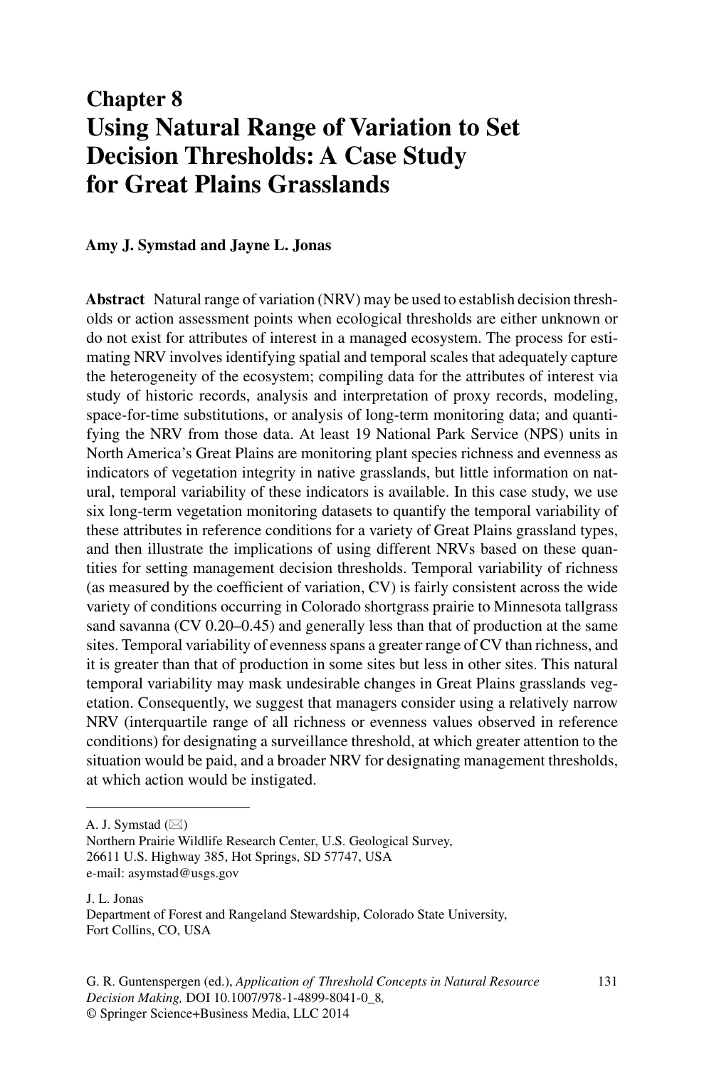# Chapter 8
# Using Natural Range of Variation to Set Decision Thresholds: A Case Study for Great Plains Grasslands

**Amy J. Symstad and Jayne L. Jonas**

**Abstract** Natural range of variation (NRV) may be used to establish decision thresholds or action assessment points when ecological thresholds are either unknown or do not exist for attributes of interest in a managed ecosystem. The process for estimating NRV involves identifying spatial and temporal scales that adequately capture the heterogeneity of the ecosystem; compiling data for the attributes of interest via study of historic records, analysis and interpretation of proxy records, modeling, space-for-time substitutions, or analysis of long-term monitoring data; and quantifying the NRV from those data. At least 19 National Park Service (NPS) units in North America's Great Plains are monitoring plant species richness and evenness as indicators of vegetation integrity in native grasslands, but little information on natural, temporal variability of these indicators is available. In this case study, we use six long-term vegetation monitoring datasets to quantify the temporal variability of these attributes in reference conditions for a variety of Great Plains grassland types, and then illustrate the implications of using different NRVs based on these quantities for setting management decision thresholds. Temporal variability of richness (as measured by the coefficient of variation, CV) is fairly consistent across the wide variety of conditions occurring in Colorado shortgrass prairie to Minnesota tallgrass sand savanna (CV 0.20–0.45) and generally less than that of production at the same sites. Temporal variability of evenness spans a greater range of CV than richness, and it is greater than that of production in some sites but less in other sites. This natural temporal variability may mask undesirable changes in Great Plains grasslands vegetation. Consequently, we suggest that managers consider using a relatively narrow NRV (interquartile range of all richness or evenness values observed in reference conditions) for designating a surveillance threshold, at which greater attention to the situation would be paid, and a broader NRV for designating management thresholds, at which action would be instigated.

---

A. J. Symstad (✉)
Northern Prairie Wildlife Research Center, U.S. Geological Survey,
26611 U.S. Highway 385, Hot Springs, SD 57747, USA
e-mail: asymstad@usgs.gov

J. L. Jonas
Department of Forest and Rangeland Stewardship, Colorado State University,
Fort Collins, CO, USA

G. R. Guntenspergen (ed.), *Application of Threshold Concepts in Natural Resource Decision Making,* DOI 10.1007/978-1-4899-8041-0_8,
© Springer Science+Business Media, LLC 2014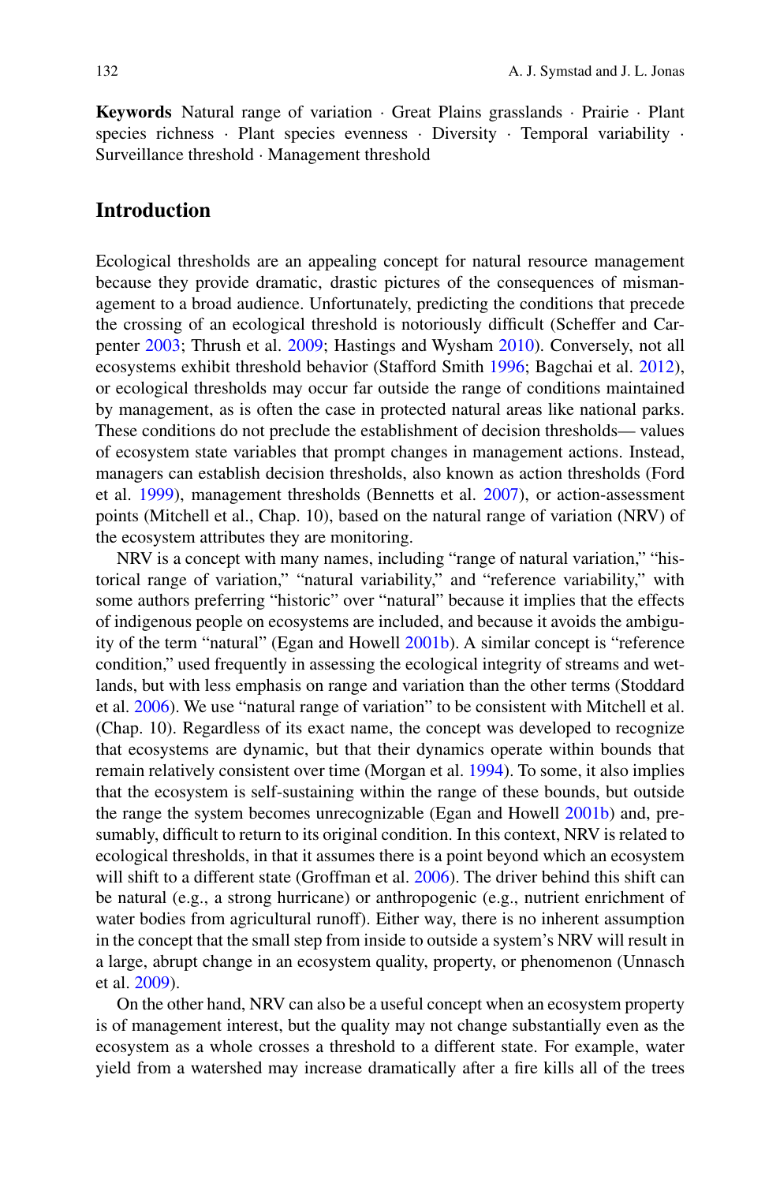**Keywords** Natural range of variation · Great Plains grasslands · Prairie · Plant species richness · Plant species evenness · Diversity · Temporal variability · Surveillance threshold · Management threshold

## Introduction

Ecological thresholds are an appealing concept for natural resource management because they provide dramatic, drastic pictures of the consequences of mismanagement to a broad audience. Unfortunately, predicting the conditions that precede the crossing of an ecological threshold is notoriously difficult (Scheffer and Carpenter 2003; Thrush et al. 2009; Hastings and Wysham 2010). Conversely, not all ecosystems exhibit threshold behavior (Stafford Smith 1996; Bagchai et al. 2012), or ecological thresholds may occur far outside the range of conditions maintained by management, as is often the case in protected natural areas like national parks. These conditions do not preclude the establishment of decision thresholds— values of ecosystem state variables that prompt changes in management actions. Instead, managers can establish decision thresholds, also known as action thresholds (Ford et al. 1999), management thresholds (Bennetts et al. 2007), or action-assessment points (Mitchell et al., Chap. 10), based on the natural range of variation (NRV) of the ecosystem attributes they are monitoring.

NRV is a concept with many names, including "range of natural variation," "historical range of variation," "natural variability," and "reference variability," with some authors preferring "historic" over "natural" because it implies that the effects of indigenous people on ecosystems are included, and because it avoids the ambiguity of the term "natural" (Egan and Howell 2001b). A similar concept is "reference condition," used frequently in assessing the ecological integrity of streams and wetlands, but with less emphasis on range and variation than the other terms (Stoddard et al. 2006). We use "natural range of variation" to be consistent with Mitchell et al. (Chap. 10). Regardless of its exact name, the concept was developed to recognize that ecosystems are dynamic, but that their dynamics operate within bounds that remain relatively consistent over time (Morgan et al. 1994). To some, it also implies that the ecosystem is self-sustaining within the range of these bounds, but outside the range the system becomes unrecognizable (Egan and Howell 2001b) and, presumably, difficult to return to its original condition. In this context, NRV is related to ecological thresholds, in that it assumes there is a point beyond which an ecosystem will shift to a different state (Groffman et al. 2006). The driver behind this shift can be natural (e.g., a strong hurricane) or anthropogenic (e.g., nutrient enrichment of water bodies from agricultural runoff). Either way, there is no inherent assumption in the concept that the small step from inside to outside a system's NRV will result in a large, abrupt change in an ecosystem quality, property, or phenomenon (Unnasch et al. 2009).

On the other hand, NRV can also be a useful concept when an ecosystem property is of management interest, but the quality may not change substantially even as the ecosystem as a whole crosses a threshold to a different state. For example, water yield from a watershed may increase dramatically after a fire kills all of the trees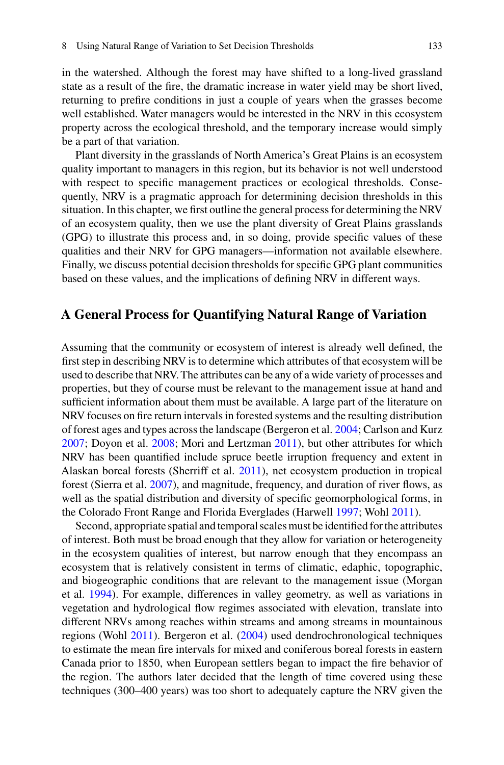in the watershed. Although the forest may have shifted to a long-lived grassland state as a result of the fire, the dramatic increase in water yield may be short lived, returning to prefire conditions in just a couple of years when the grasses become well established. Water managers would be interested in the NRV in this ecosystem property across the ecological threshold, and the temporary increase would simply be a part of that variation.

Plant diversity in the grasslands of North America's Great Plains is an ecosystem quality important to managers in this region, but its behavior is not well understood with respect to specific management practices or ecological thresholds. Consequently, NRV is a pragmatic approach for determining decision thresholds in this situation. In this chapter, we first outline the general process for determining the NRV of an ecosystem quality, then we use the plant diversity of Great Plains grasslands (GPG) to illustrate this process and, in so doing, provide specific values of these qualities and their NRV for GPG managers—information not available elsewhere. Finally, we discuss potential decision thresholds for specific GPG plant communities based on these values, and the implications of defining NRV in different ways.

## A General Process for Quantifying Natural Range of Variation

Assuming that the community or ecosystem of interest is already well defined, the first step in describing NRV is to determine which attributes of that ecosystem will be used to describe that NRV. The attributes can be any of a wide variety of processes and properties, but they of course must be relevant to the management issue at hand and sufficient information about them must be available. A large part of the literature on NRV focuses on fire return intervals in forested systems and the resulting distribution of forest ages and types across the landscape (Bergeron et al. 2004; Carlson and Kurz 2007; Doyon et al. 2008; Mori and Lertzman 2011), but other attributes for which NRV has been quantified include spruce beetle irruption frequency and extent in Alaskan boreal forests (Sherriff et al. 2011), net ecosystem production in tropical forest (Sierra et al. 2007), and magnitude, frequency, and duration of river flows, as well as the spatial distribution and diversity of specific geomorphological forms, in the Colorado Front Range and Florida Everglades (Harwell 1997; Wohl 2011).

Second, appropriate spatial and temporal scales must be identified for the attributes of interest. Both must be broad enough that they allow for variation or heterogeneity in the ecosystem qualities of interest, but narrow enough that they encompass an ecosystem that is relatively consistent in terms of climatic, edaphic, topographic, and biogeographic conditions that are relevant to the management issue (Morgan et al. 1994). For example, differences in valley geometry, as well as variations in vegetation and hydrological flow regimes associated with elevation, translate into different NRVs among reaches within streams and among streams in mountainous regions (Wohl 2011). Bergeron et al. (2004) used dendrochronological techniques to estimate the mean fire intervals for mixed and coniferous boreal forests in eastern Canada prior to 1850, when European settlers began to impact the fire behavior of the region. The authors later decided that the length of time covered using these techniques (300–400 years) was too short to adequately capture the NRV given the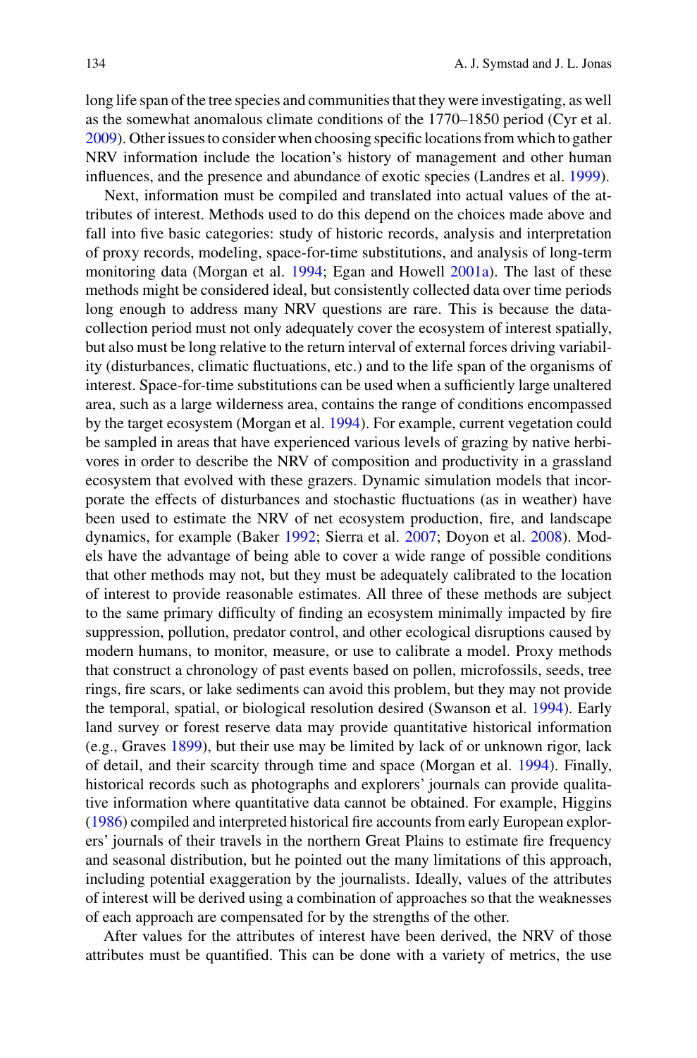long life span of the tree species and communities that they were investigating, as well as the somewhat anomalous climate conditions of the 1770–1850 period (Cyr et al. 2009). Other issues to consider when choosing specific locations from which to gather NRV information include the location's history of management and other human influences, and the presence and abundance of exotic species (Landres et al. 1999).

Next, information must be compiled and translated into actual values of the attributes of interest. Methods used to do this depend on the choices made above and fall into five basic categories: study of historic records, analysis and interpretation of proxy records, modeling, space-for-time substitutions, and analysis of long-term monitoring data (Morgan et al. 1994; Egan and Howell 2001a). The last of these methods might be considered ideal, but consistently collected data over time periods long enough to address many NRV questions are rare. This is because the data-collection period must not only adequately cover the ecosystem of interest spatially, but also must be long relative to the return interval of external forces driving variability (disturbances, climatic fluctuations, etc.) and to the life span of the organisms of interest. Space-for-time substitutions can be used when a sufficiently large unaltered area, such as a large wilderness area, contains the range of conditions encompassed by the target ecosystem (Morgan et al. 1994). For example, current vegetation could be sampled in areas that have experienced various levels of grazing by native herbivores in order to describe the NRV of composition and productivity in a grassland ecosystem that evolved with these grazers. Dynamic simulation models that incorporate the effects of disturbances and stochastic fluctuations (as in weather) have been used to estimate the NRV of net ecosystem production, fire, and landscape dynamics, for example (Baker 1992; Sierra et al. 2007; Doyon et al. 2008). Models have the advantage of being able to cover a wide range of possible conditions that other methods may not, but they must be adequately calibrated to the location of interest to provide reasonable estimates. All three of these methods are subject to the same primary difficulty of finding an ecosystem minimally impacted by fire suppression, pollution, predator control, and other ecological disruptions caused by modern humans, to monitor, measure, or use to calibrate a model. Proxy methods that construct a chronology of past events based on pollen, microfossils, seeds, tree rings, fire scars, or lake sediments can avoid this problem, but they may not provide the temporal, spatial, or biological resolution desired (Swanson et al. 1994). Early land survey or forest reserve data may provide quantitative historical information (e.g., Graves 1899), but their use may be limited by lack of or unknown rigor, lack of detail, and their scarcity through time and space (Morgan et al. 1994). Finally, historical records such as photographs and explorers' journals can provide qualitative information where quantitative data cannot be obtained. For example, Higgins (1986) compiled and interpreted historical fire accounts from early European explorers' journals of their travels in the northern Great Plains to estimate fire frequency and seasonal distribution, but he pointed out the many limitations of this approach, including potential exaggeration by the journalists. Ideally, values of the attributes of interest will be derived using a combination of approaches so that the weaknesses of each approach are compensated for by the strengths of the other.

After values for the attributes of interest have been derived, the NRV of those attributes must be quantified. This can be done with a variety of metrics, the use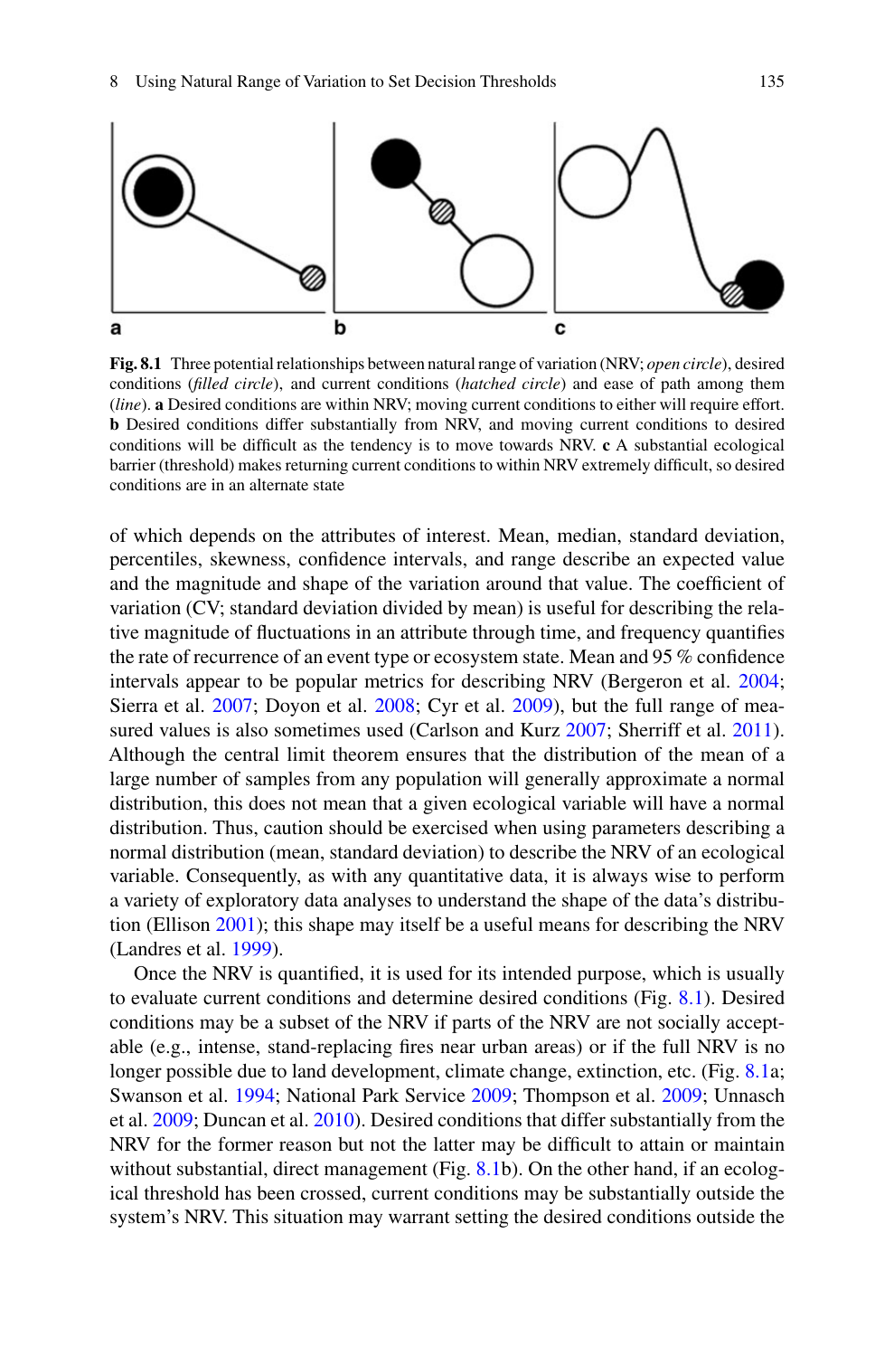**Fig. 8.1** Three potential relationships between natural range of variation (NRV; *open circle*), desired conditions (*filled circle*), and current conditions (*hatched circle*) and ease of path among them (*line*). **a** Desired conditions are within NRV; moving current conditions to either will require effort. **b** Desired conditions differ substantially from NRV, and moving current conditions to desired conditions will be difficult as the tendency is to move towards NRV. **c** A substantial ecological barrier (threshold) makes returning current conditions to within NRV extremely difficult, so desired conditions are in an alternate state

of which depends on the attributes of interest. Mean, median, standard deviation, percentiles, skewness, confidence intervals, and range describe an expected value and the magnitude and shape of the variation around that value. The coefficient of variation (CV; standard deviation divided by mean) is useful for describing the relative magnitude of fluctuations in an attribute through time, and frequency quantifies the rate of recurrence of an event type or ecosystem state. Mean and 95 % confidence intervals appear to be popular metrics for describing NRV (Bergeron et al. 2004; Sierra et al. 2007; Doyon et al. 2008; Cyr et al. 2009), but the full range of measured values is also sometimes used (Carlson and Kurz 2007; Sherriff et al. 2011). Although the central limit theorem ensures that the distribution of the mean of a large number of samples from any population will generally approximate a normal distribution, this does not mean that a given ecological variable will have a normal distribution. Thus, caution should be exercised when using parameters describing a normal distribution (mean, standard deviation) to describe the NRV of an ecological variable. Consequently, as with any quantitative data, it is always wise to perform a variety of exploratory data analyses to understand the shape of the data's distribution (Ellison 2001); this shape may itself be a useful means for describing the NRV (Landres et al. 1999).

Once the NRV is quantified, it is used for its intended purpose, which is usually to evaluate current conditions and determine desired conditions (Fig. 8.1). Desired conditions may be a subset of the NRV if parts of the NRV are not socially acceptable (e.g., intense, stand-replacing fires near urban areas) or if the full NRV is no longer possible due to land development, climate change, extinction, etc. (Fig. 8.1a; Swanson et al. 1994; National Park Service 2009; Thompson et al. 2009; Unnasch et al. 2009; Duncan et al. 2010). Desired conditions that differ substantially from the NRV for the former reason but not the latter may be difficult to attain or maintain without substantial, direct management (Fig. 8.1b). On the other hand, if an ecological threshold has been crossed, current conditions may be substantially outside the system's NRV. This situation may warrant setting the desired conditions outside the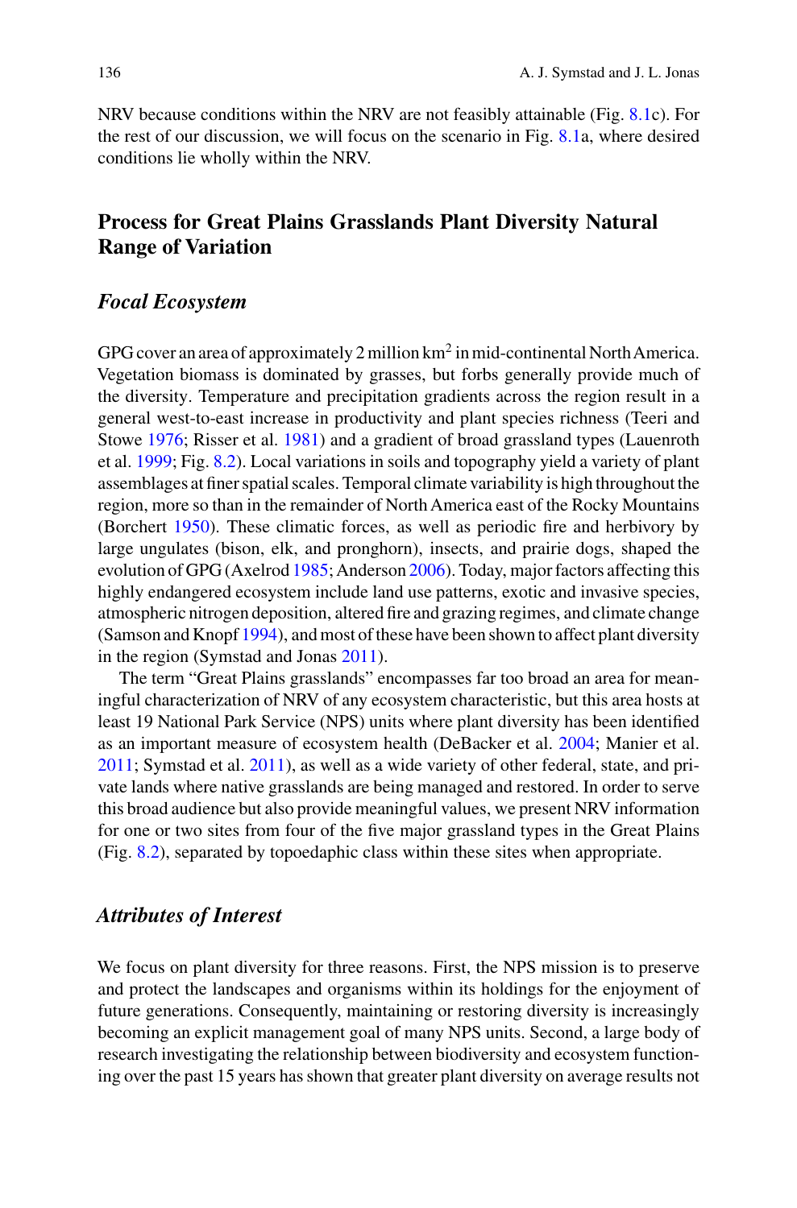NRV because conditions within the NRV are not feasibly attainable (Fig. 8.1c). For the rest of our discussion, we will focus on the scenario in Fig. 8.1a, where desired conditions lie wholly within the NRV.

## Process for Great Plains Grasslands Plant Diversity Natural Range of Variation

### *Focal Ecosystem*

GPG cover an area of approximately 2 million km$^2$ in mid-continental North America. Vegetation biomass is dominated by grasses, but forbs generally provide much of the diversity. Temperature and precipitation gradients across the region result in a general west-to-east increase in productivity and plant species richness (Teeri and Stowe 1976; Risser et al. 1981) and a gradient of broad grassland types (Lauenroth et al. 1999; Fig. 8.2). Local variations in soils and topography yield a variety of plant assemblages at finer spatial scales. Temporal climate variability is high throughout the region, more so than in the remainder of North America east of the Rocky Mountains (Borchert 1950). These climatic forces, as well as periodic fire and herbivory by large ungulates (bison, elk, and pronghorn), insects, and prairie dogs, shaped the evolution of GPG (Axelrod 1985; Anderson 2006). Today, major factors affecting this highly endangered ecosystem include land use patterns, exotic and invasive species, atmospheric nitrogen deposition, altered fire and grazing regimes, and climate change (Samson and Knopf 1994), and most of these have been shown to affect plant diversity in the region (Symstad and Jonas 2011).

The term "Great Plains grasslands" encompasses far too broad an area for meaningful characterization of NRV of any ecosystem characteristic, but this area hosts at least 19 National Park Service (NPS) units where plant diversity has been identified as an important measure of ecosystem health (DeBacker et al. 2004; Manier et al. 2011; Symstad et al. 2011), as well as a wide variety of other federal, state, and private lands where native grasslands are being managed and restored. In order to serve this broad audience but also provide meaningful values, we present NRV information for one or two sites from four of the five major grassland types in the Great Plains (Fig. 8.2), separated by topoedaphic class within these sites when appropriate.

### *Attributes of Interest*

We focus on plant diversity for three reasons. First, the NPS mission is to preserve and protect the landscapes and organisms within its holdings for the enjoyment of future generations. Consequently, maintaining or restoring diversity is increasingly becoming an explicit management goal of many NPS units. Second, a large body of research investigating the relationship between biodiversity and ecosystem functioning over the past 15 years has shown that greater plant diversity on average results not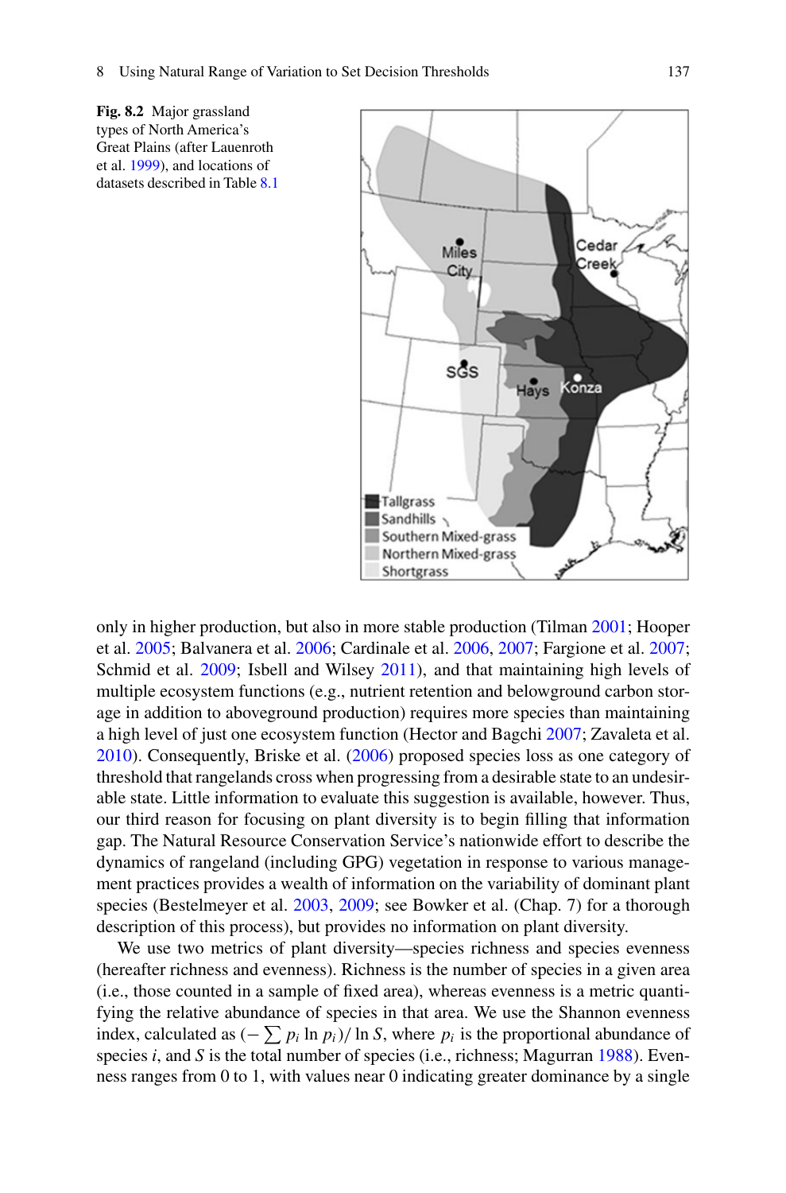**Fig. 8.2** Major grassland types of North America's Great Plains (after Lauenroth et al. 1999), and locations of datasets described in Table 8.1

only in higher production, but also in more stable production (Tilman 2001; Hooper et al. 2005; Balvanera et al. 2006; Cardinale et al. 2006, 2007; Fargione et al. 2007; Schmid et al. 2009; Isbell and Wilsey 2011), and that maintaining high levels of multiple ecosystem functions (e.g., nutrient retention and belowground carbon storage in addition to aboveground production) requires more species than maintaining a high level of just one ecosystem function (Hector and Bagchi 2007; Zavaleta et al. 2010). Consequently, Briske et al. (2006) proposed species loss as one category of threshold that rangelands cross when progressing from a desirable state to an undesirable state. Little information to evaluate this suggestion is available, however. Thus, our third reason for focusing on plant diversity is to begin filling that information gap. The Natural Resource Conservation Service's nationwide effort to describe the dynamics of rangeland (including GPG) vegetation in response to various management practices provides a wealth of information on the variability of dominant plant species (Bestelmeyer et al. 2003, 2009; see Bowker et al. (Chap. 7) for a thorough description of this process), but provides no information on plant diversity.

We use two metrics of plant diversity—species richness and species evenness (hereafter richness and evenness). Richness is the number of species in a given area (i.e., those counted in a sample of fixed area), whereas evenness is a metric quantifying the relative abundance of species in that area. We use the Shannon evenness index, calculated as $(-\sum p_i \ln p_i)/\ln S$, where $p_i$ is the proportional abundance of species $i$, and $S$ is the total number of species (i.e., richness; Magurran 1988). Evenness ranges from 0 to 1, with values near 0 indicating greater dominance by a single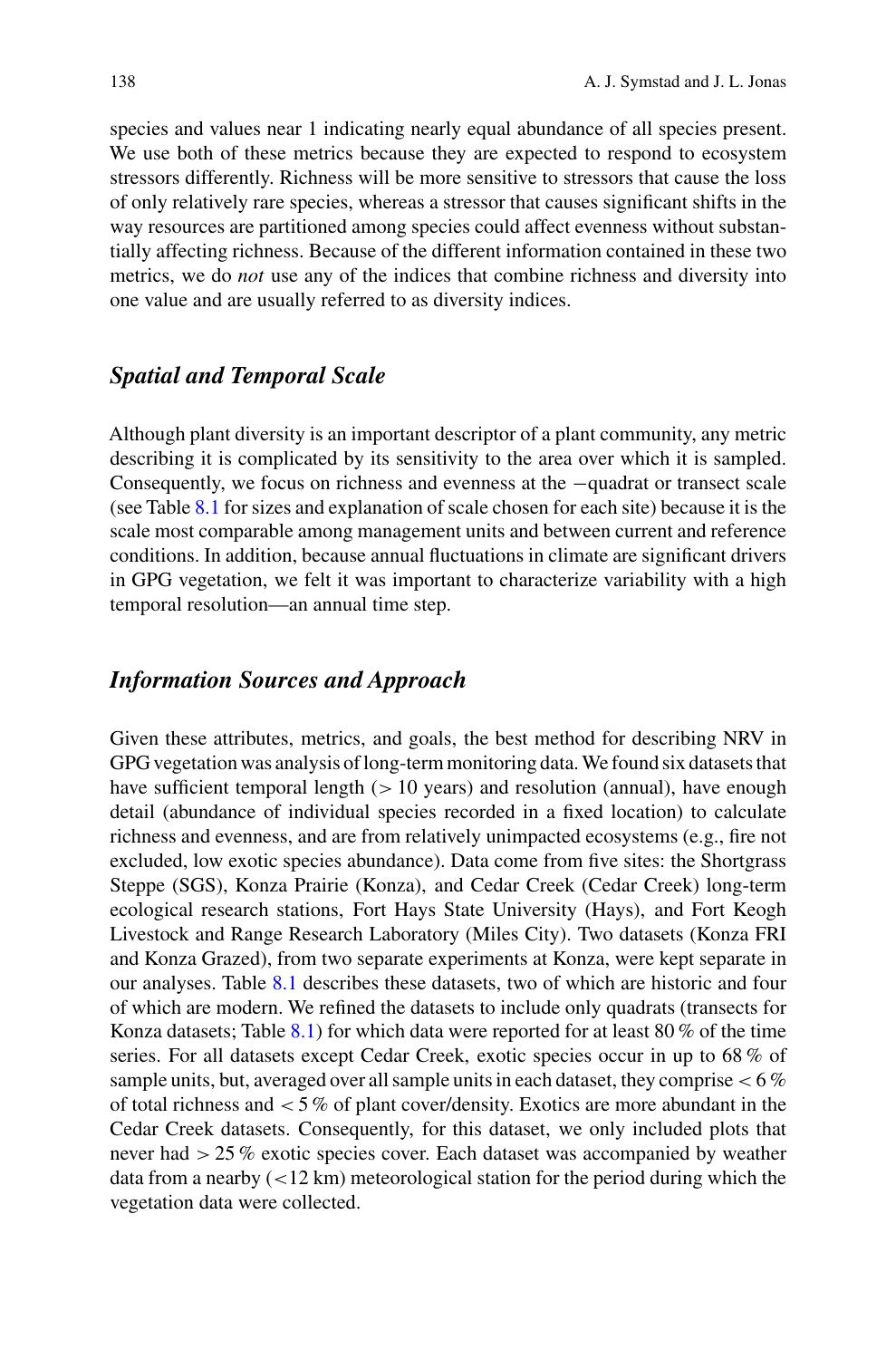species and values near 1 indicating nearly equal abundance of all species present. We use both of these metrics because they are expected to respond to ecosystem stressors differently. Richness will be more sensitive to stressors that cause the loss of only relatively rare species, whereas a stressor that causes significant shifts in the way resources are partitioned among species could affect evenness without substantially affecting richness. Because of the different information contained in these two metrics, we do *not* use any of the indices that combine richness and diversity into one value and are usually referred to as diversity indices.

## *Spatial and Temporal Scale*

Although plant diversity is an important descriptor of a plant community, any metric describing it is complicated by its sensitivity to the area over which it is sampled. Consequently, we focus on richness and evenness at the −quadrat or transect scale (see Table 8.1 for sizes and explanation of scale chosen for each site) because it is the scale most comparable among management units and between current and reference conditions. In addition, because annual fluctuations in climate are significant drivers in GPG vegetation, we felt it was important to characterize variability with a high temporal resolution—an annual time step.

## *Information Sources and Approach*

Given these attributes, metrics, and goals, the best method for describing NRV in GPG vegetation was analysis of long-term monitoring data. We found six datasets that have sufficient temporal length ($>$ 10 years) and resolution (annual), have enough detail (abundance of individual species recorded in a fixed location) to calculate richness and evenness, and are from relatively unimpacted ecosystems (e.g., fire not excluded, low exotic species abundance). Data come from five sites: the Shortgrass Steppe (SGS), Konza Prairie (Konza), and Cedar Creek (Cedar Creek) long-term ecological research stations, Fort Hays State University (Hays), and Fort Keogh Livestock and Range Research Laboratory (Miles City). Two datasets (Konza FRI and Konza Grazed), from two separate experiments at Konza, were kept separate in our analyses. Table 8.1 describes these datasets, two of which are historic and four of which are modern. We refined the datasets to include only quadrats (transects for Konza datasets; Table 8.1) for which data were reported for at least 80 % of the time series. For all datasets except Cedar Creek, exotic species occur in up to 68 % of sample units, but, averaged over all sample units in each dataset, they comprise $<$ 6 % of total richness and $<$ 5 % of plant cover/density. Exotics are more abundant in the Cedar Creek datasets. Consequently, for this dataset, we only included plots that never had $>$ 25 % exotic species cover. Each dataset was accompanied by weather data from a nearby ($<$12 km) meteorological station for the period during which the vegetation data were collected.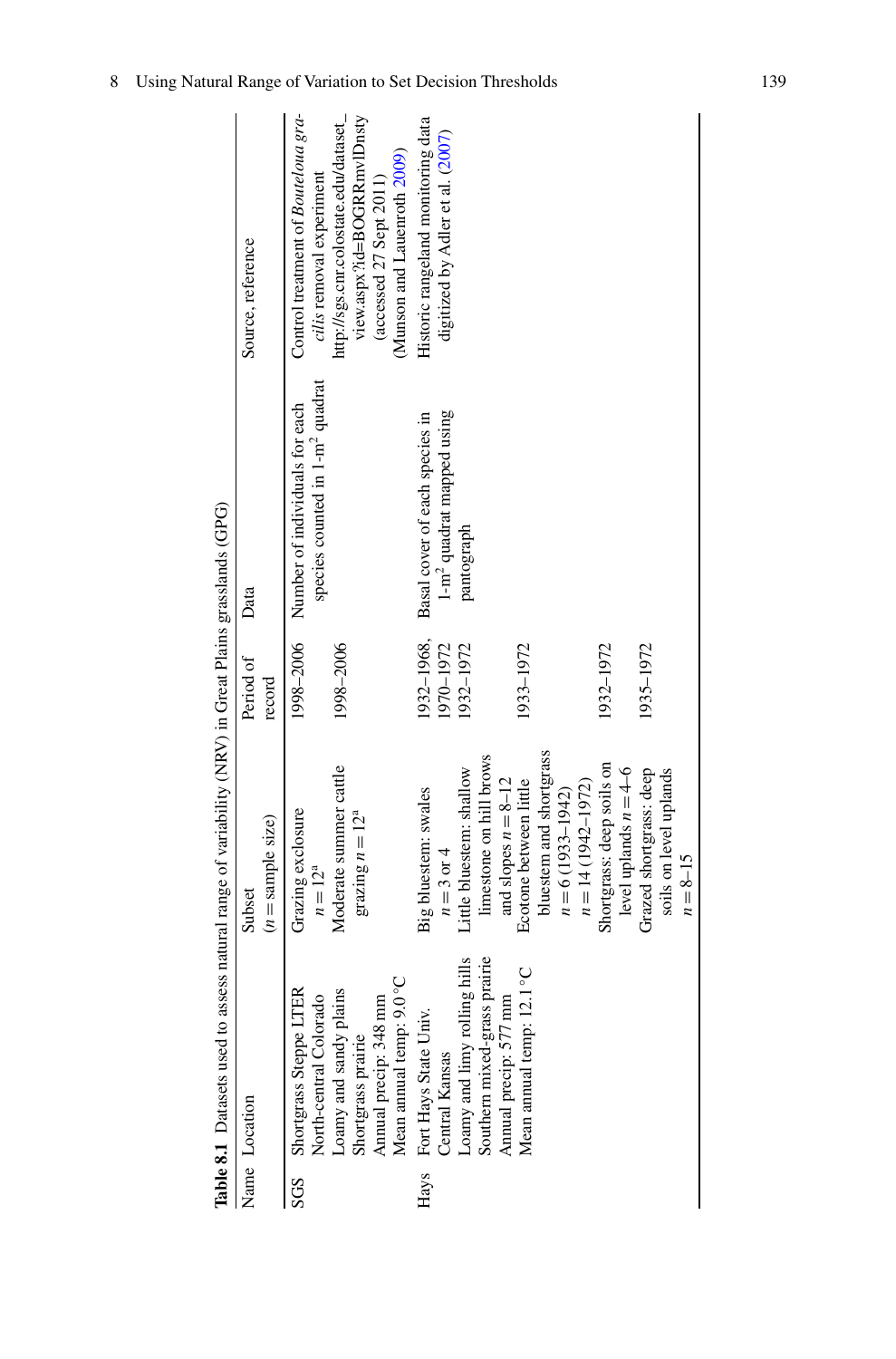**Table 8.1** Datasets used to assess natural range of variability (NRV) in Great Plains grasslands (GPG)

| Name | Location | Subset ($n$ = sample size) | Period of record | Data | Source, reference |
|---|---|---|---|---|---|
| SGS | Shortgrass Steppe LTER<br>North-central Colorado<br>Loamy and sandy plains<br>Shortgrass prairie<br>Annual precip: 348 mm<br>Mean annual temp: 9.0 °C | Grazing exclosure $n = 12$[a] | 1998–2006 | Number of individuals for each species counted in 1-$m^2$ quadrat | Control treatment of *Bouteloua gracilis* removal experiment<br>http://sgs.cnr.colostate.edu/dataset_view.aspx?id=BOGRRmvlDnsty (accessed 27 Sept 2011)<br>(Munson and Lauenroth 2009) |
| | | Moderate summer cattle grazing $n = 12$[a] | 1998–2006 | | |
| Hays | Fort Hays State Univ.<br>Central Kansas<br>Loamy and limy rolling hills<br>Southern mixed-grass prairie<br>Annual precip: 577 mm<br>Mean annual temp: 12.1 °C | Big bluestem: swales $n = 3$ or 4 | 1932–1968, 1970–1972 | Basal cover of each species in 1-$m^2$ quadrat mapped using pantograph | Historic rangeland monitoring data digitized by Adler et al. (2007) |
| | | Little bluestem: shallow limestone on hill brows and slopes $n = 8$–12 | 1932–1972 | | |
| | | Ecotone between little bluestem and shortgrass $n = 6$ (1933–1942) $n = 14$ (1942–1972) | 1933–1972 | | |
| | | Shortgrass: deep soils on level uplands $n = 4$–6 | 1932–1972 | | |
| | | Grazed shortgrass: deep soils on level uplands $n = 8$–15 | 1935–1972 | | |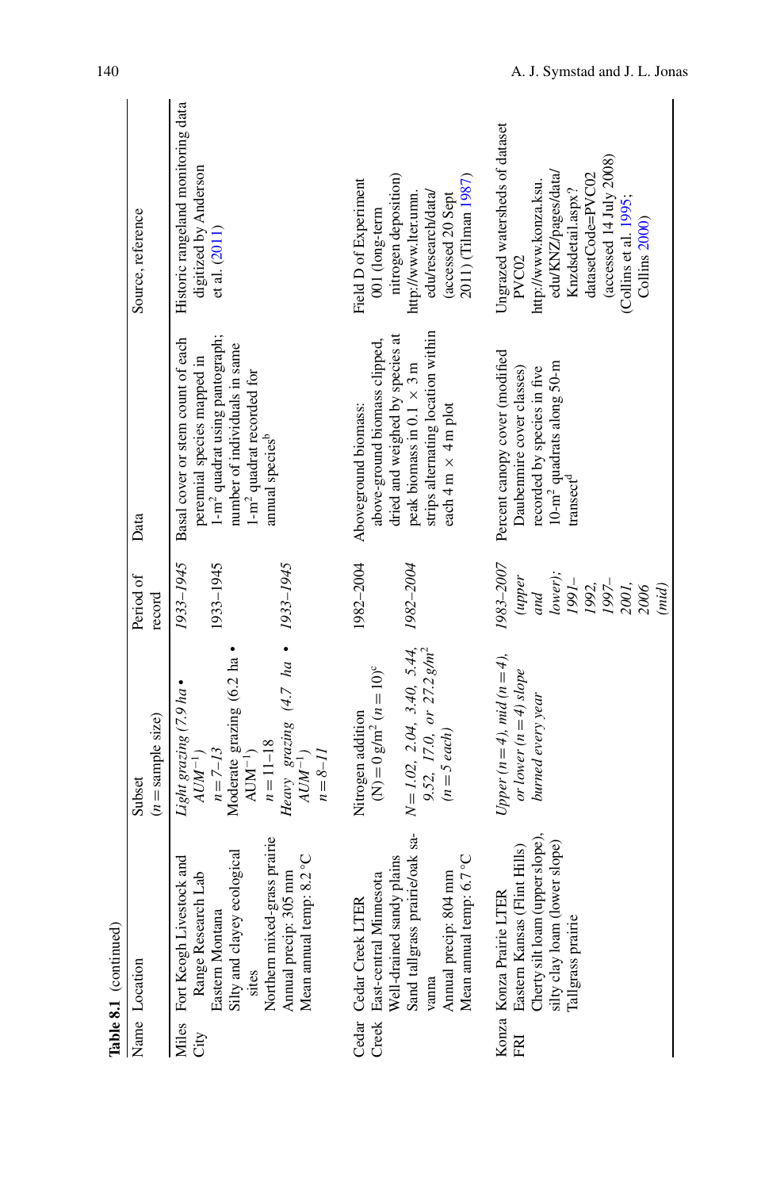**Table 8.1** (continued)

| Name | Location | Subset ($n$ = sample size) | Period of record | Data | Source, reference |
|---|---|---|---|---|---|
| Miles City | Fort Keogh Livestock and Range Research Lab<br>Eastern Montana<br>Silty and clayey ecological sites<br>Northern mixed-grass prairie<br>Annual precip: 305 mm<br>Mean annual temp: 8.2 °C | *Light grazing (7.9 ha • AUM$^{-1}$)*<br>*$n$ = 7–13* | *1933–1945* | Basal cover or stem count of each perennial species mapped in 1-m$^2$ quadrat using pantograph; number of individuals in same 1-m$^2$ quadrat recorded for annual species[b] | Historic rangeland monitoring data digitized by Anderson et al. (2011) |
| | | Moderate grazing (6.2 ha • AUM$^{-1}$)<br>$n$ = 11–18 | 1933–1945 | | |
| | | *Heavy grazing (4.7 ha • AUM$^{-1}$)*<br>*$n$ = 8–11* | *1933–1945* | | |
| Cedar Creek | Cedar Creek LTER<br>East-central Minnesota<br>Well-drained sandy plains<br>Sand tallgrass prairie/oak savanna<br>Annual precip: 804 mm<br>Mean annual temp: 6.7 °C | Nitrogen addition (N) = 0 g/m$^2$ ($n$ = 10)[c] | 1982–2004 | Aboveground biomass: above-ground biomass clipped, dried and weighed by species at peak biomass in 0.1 × 3 m strips alternating location within each 4 m × 4 m plot | Field D of Experiment 001 (long-term nitrogen deposition) http://www.lter.umn.edu/research/data/ (accessed 20 Sept 2011) (Tilman 1987) |
| | | *N = 1.02, 2.04, 3.40, 5.44, 9.52, 17.0, or 27.2 g/m$^2$ ($n$ = 5 each)* | *1982–2004* | | |
| Konza FRI | Konza Prairie LTER<br>Eastern Kansas (Flint Hills)<br>Cherty silt loam (upper slope), silty clay loam (lower slope)<br>Tallgrass prairie | *Upper ($n$ = 4), mid ($n$ = 4), or lower ($n$ = 4) slope burned every year* | 1983–2007 *(upper and lower)*; *1991–1992, 1997–2001, 2006 (mid)* | Percent canopy cover (modified Daubenmire cover classes) recorded by species in five 10-m$^2$ quadrats along 50-m transect[d] | Ungrazed watersheds of dataset PVC02 http://www.konza.ksu.edu/KNZ/pages/data/Knzdsdetail.aspx?datasetCode=PVC02 (accessed 14 July 2008) (Collins et al. 1995; Collins 2000) |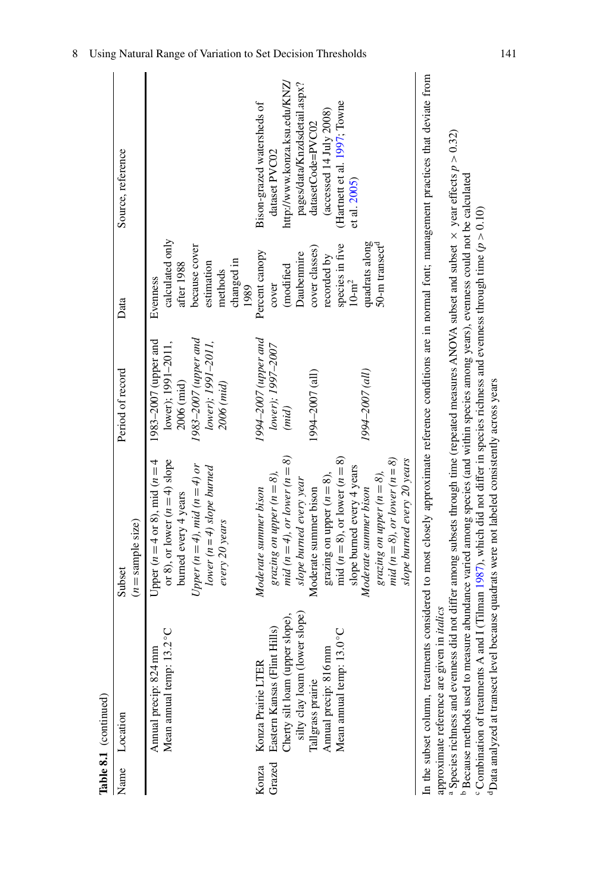**Table 8.1** (continued)

| Name | Location | Subset (*n* = sample size) | Period of record | Data | Source, reference |
|---|---|---|---|---|---|
| | Annual precip: 824 mm<br>Mean annual temp: 13.2 °C | Upper ($n = 4$ or 8), mid ($n = 4$ or 8), or lower ($n = 4$) slope burned every 4 years | 1983–2007 (upper and lower); 1991–2011, 2006 (mid) | Evenness calculated only after 1988 because cover estimation methods changed in 1989 | |
| | | *Upper ($n = 4$), mid ($n = 4$) or lower ($n = 4$) slope burned every 20 years* | *1983–2007 (upper and lower); 1991–2011, 2006 (mid)* | | |
| Konza Grazed | Konza Prairie LTER<br>Eastern Kansas (Flint Hills)<br>Cherty silt loam (upper slope), silty clay loam (lower slope)<br>Tallgrass prairie<br>Annual precip: 816 mm<br>Mean annual temp: 13.0 °C | *Moderate summer bison grazing on upper ($n = 8$), mid ($n = 4$), or lower ($n = 8$) slope burned every year* | *1994–2007 (upper and lower); 1997–2007 (mid)* | Percent canopy cover (modified Daubenmire cover classes) recorded by species in five 10-m² quadrats along 50-m transect[d] | Bison-grazed watersheds of dataset PVC02 http://www.konza.ksu.edu/KNZ/pages/data/Knzdsdetail.aspx?datasetCode=PVC02 (accessed 14 July 2008) (Hartnett et al. 1997; Towne et al. 2005) |
| | | Moderate summer bison grazing on upper ($n = 8$), mid ($n = 8$), or lower ($n = 8$) slope burned every 4 years | 1994–2007 (all) | | |
| | | *Moderate summer bison grazing on upper ($n = 8$), mid ($n = 8$), or lower ($n = 8$) slope burned every 20 years* | *1994–2007 (all)* | | |

In the subset column, treatments considered to most closely approximate reference conditions are in normal font; management practices that deviate from approximate reference are given in *italics*

[a] Species richness and evenness did not differ among subsets through time (repeated measures ANOVA subset and subset × year effects $p > 0.32$)

[b] Because methods used to measure abundance varied among species (and within species among years), evenness could not be calculated

[c] Combination of treatments A and I (Tilman 1987), which did not differ in species richness and evenness through time ($p > 0.10$)

[d] Data analyzed at transect level because quadrats were not labeled consistently across years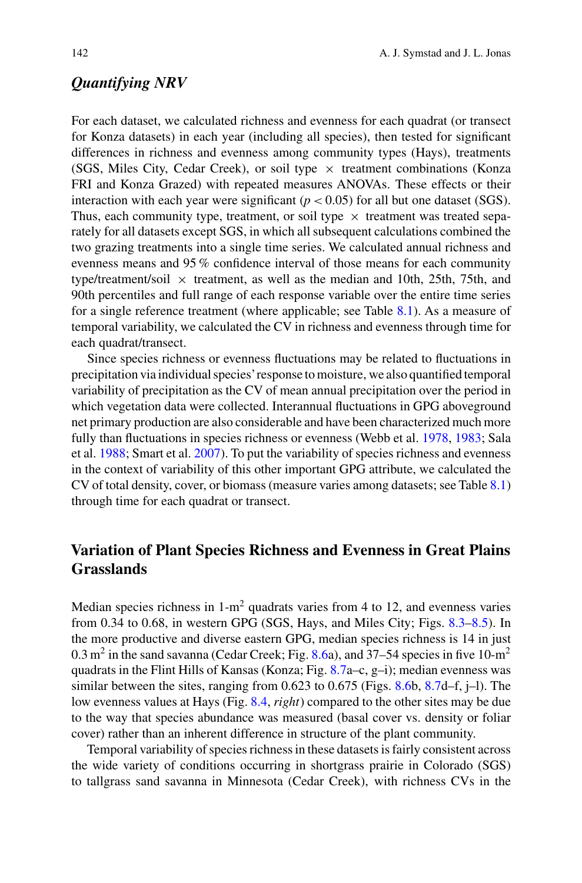### *Quantifying NRV*

For each dataset, we calculated richness and evenness for each quadrat (or transect for Konza datasets) in each year (including all species), then tested for significant differences in richness and evenness among community types (Hays), treatments (SGS, Miles City, Cedar Creek), or soil type $\times$ treatment combinations (Konza FRI and Konza Grazed) with repeated measures ANOVAs. These effects or their interaction with each year were significant ($p < 0.05$) for all but one dataset (SGS). Thus, each community type, treatment, or soil type $\times$ treatment was treated separately for all datasets except SGS, in which all subsequent calculations combined the two grazing treatments into a single time series. We calculated annual richness and evenness means and 95 % confidence interval of those means for each community type/treatment/soil $\times$ treatment, as well as the median and 10th, 25th, 75th, and 90th percentiles and full range of each response variable over the entire time series for a single reference treatment (where applicable; see Table 8.1). As a measure of temporal variability, we calculated the CV in richness and evenness through time for each quadrat/transect.

Since species richness or evenness fluctuations may be related to fluctuations in precipitation via individual species' response to moisture, we also quantified temporal variability of precipitation as the CV of mean annual precipitation over the period in which vegetation data were collected. Interannual fluctuations in GPG aboveground net primary production are also considerable and have been characterized much more fully than fluctuations in species richness or evenness (Webb et al. 1978, 1983; Sala et al. 1988; Smart et al. 2007). To put the variability of species richness and evenness in the context of variability of this other important GPG attribute, we calculated the CV of total density, cover, or biomass (measure varies among datasets; see Table 8.1) through time for each quadrat or transect.

## Variation of Plant Species Richness and Evenness in Great Plains Grasslands

Median species richness in 1-$m^2$ quadrats varies from 4 to 12, and evenness varies from 0.34 to 0.68, in western GPG (SGS, Hays, and Miles City; Figs. 8.3–8.5). In the more productive and diverse eastern GPG, median species richness is 14 in just 0.3 $m^2$ in the sand savanna (Cedar Creek; Fig. 8.6a), and 37–54 species in five 10-$m^2$ quadrats in the Flint Hills of Kansas (Konza; Fig. 8.7a–c, g–i); median evenness was similar between the sites, ranging from 0.623 to 0.675 (Figs. 8.6b, 8.7d–f, j–l). The low evenness values at Hays (Fig. 8.4, *right*) compared to the other sites may be due to the way that species abundance was measured (basal cover vs. density or foliar cover) rather than an inherent difference in structure of the plant community.

Temporal variability of species richness in these datasets is fairly consistent across the wide variety of conditions occurring in shortgrass prairie in Colorado (SGS) to tallgrass sand savanna in Minnesota (Cedar Creek), with richness CVs in the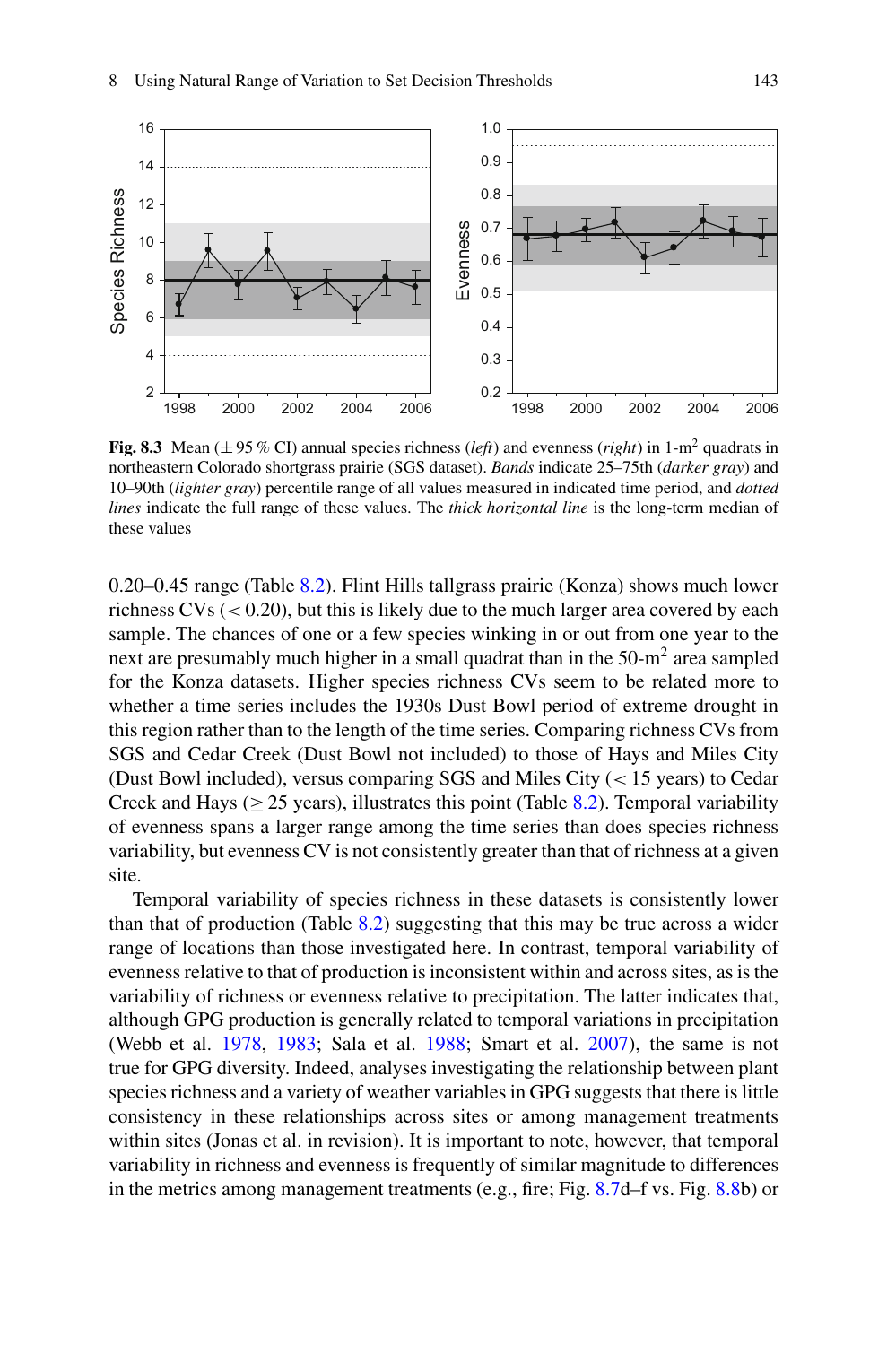**Fig. 8.3** Mean (± 95 % CI) annual species richness (*left*) and evenness (*right*) in 1-m$^2$ quadrats in northeastern Colorado shortgrass prairie (SGS dataset). *Bands* indicate 25–75th (*darker gray*) and 10–90th (*lighter gray*) percentile range of all values measured in indicated time period, and *dotted lines* indicate the full range of these values. The *thick horizontal line* is the long-term median of these values

0.20–0.45 range (Table 8.2). Flint Hills tallgrass prairie (Konza) shows much lower richness CVs (< 0.20), but this is likely due to the much larger area covered by each sample. The chances of one or a few species winking in or out from one year to the next are presumably much higher in a small quadrat than in the 50-m$^2$ area sampled for the Konza datasets. Higher species richness CVs seem to be related more to whether a time series includes the 1930s Dust Bowl period of extreme drought in this region rather than to the length of the time series. Comparing richness CVs from SGS and Cedar Creek (Dust Bowl not included) to those of Hays and Miles City (Dust Bowl included), versus comparing SGS and Miles City (< 15 years) to Cedar Creek and Hays (≥ 25 years), illustrates this point (Table 8.2). Temporal variability of evenness spans a larger range among the time series than does species richness variability, but evenness CV is not consistently greater than that of richness at a given site.

Temporal variability of species richness in these datasets is consistently lower than that of production (Table 8.2) suggesting that this may be true across a wider range of locations than those investigated here. In contrast, temporal variability of evenness relative to that of production is inconsistent within and across sites, as is the variability of richness or evenness relative to precipitation. The latter indicates that, although GPG production is generally related to temporal variations in precipitation (Webb et al. 1978, 1983; Sala et al. 1988; Smart et al. 2007), the same is not true for GPG diversity. Indeed, analyses investigating the relationship between plant species richness and a variety of weather variables in GPG suggests that there is little consistency in these relationships across sites or among management treatments within sites (Jonas et al. in revision). It is important to note, however, that temporal variability in richness and evenness is frequently of similar magnitude to differences in the metrics among management treatments (e.g., fire; Fig. 8.7d–f vs. Fig. 8.8b) or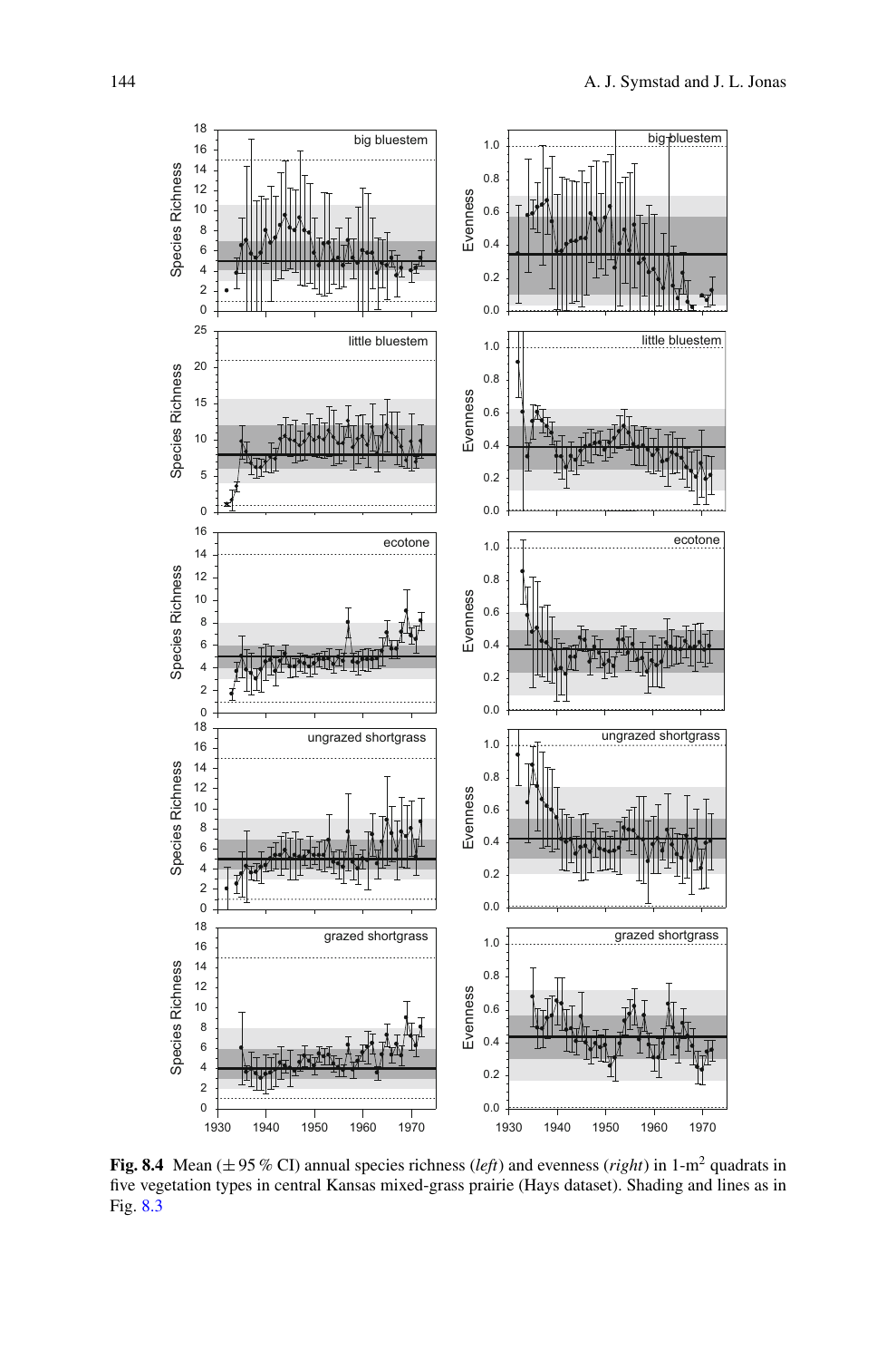**Fig. 8.4** Mean (± 95 % CI) annual species richness (*left*) and evenness (*right*) in 1-m$^2$ quadrats in five vegetation types in central Kansas mixed-grass prairie (Hays dataset). Shading and lines as in Fig. 8.3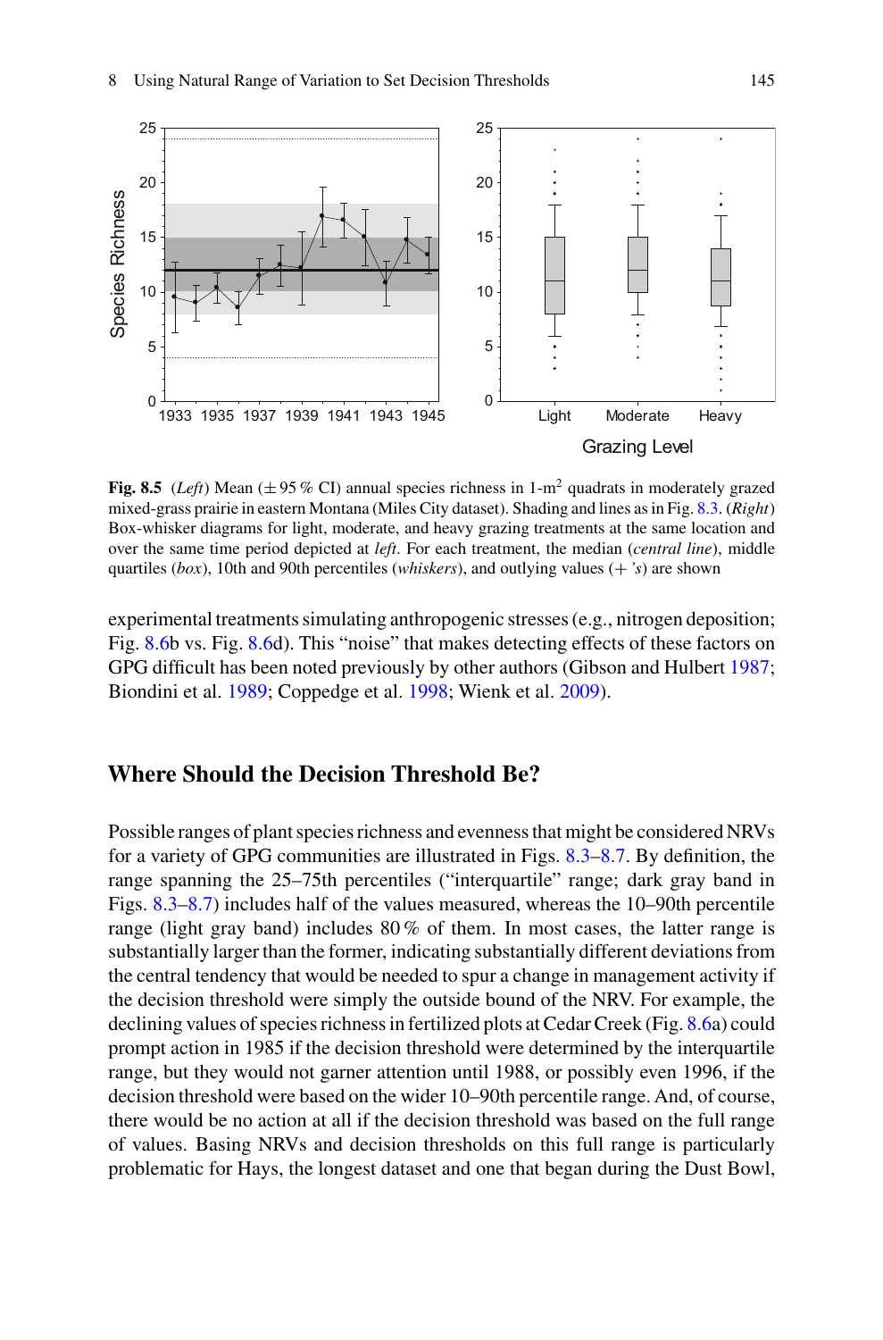**Fig. 8.5** (*Left*) Mean (±95 % CI) annual species richness in 1-m$^2$ quadrats in moderately grazed mixed-grass prairie in eastern Montana (Miles City dataset). Shading and lines as in Fig. 8.3. (*Right*) Box-whisker diagrams for light, moderate, and heavy grazing treatments at the same location and over the same time period depicted at *left*. For each treatment, the median (*central line*), middle quartiles (*box*), 10th and 90th percentiles (*whiskers*), and outlying values (+ *'s*) are shown

experimental treatments simulating anthropogenic stresses (e.g., nitrogen deposition; Fig. 8.6b vs. Fig. 8.6d). This "noise" that makes detecting effects of these factors on GPG difficult has been noted previously by other authors (Gibson and Hulbert 1987; Biondini et al. 1989; Coppedge et al. 1998; Wienk et al. 2009).

## Where Should the Decision Threshold Be?

Possible ranges of plant species richness and evenness that might be considered NRVs for a variety of GPG communities are illustrated in Figs. 8.3–8.7. By definition, the range spanning the 25–75th percentiles ("interquartile" range; dark gray band in Figs. 8.3–8.7) includes half of the values measured, whereas the 10–90th percentile range (light gray band) includes 80 % of them. In most cases, the latter range is substantially larger than the former, indicating substantially different deviations from the central tendency that would be needed to spur a change in management activity if the decision threshold were simply the outside bound of the NRV. For example, the declining values of species richness in fertilized plots at Cedar Creek (Fig. 8.6a) could prompt action in 1985 if the decision threshold were determined by the interquartile range, but they would not garner attention until 1988, or possibly even 1996, if the decision threshold were based on the wider 10–90th percentile range. And, of course, there would be no action at all if the decision threshold was based on the full range of values. Basing NRVs and decision thresholds on this full range is particularly problematic for Hays, the longest dataset and one that began during the Dust Bowl,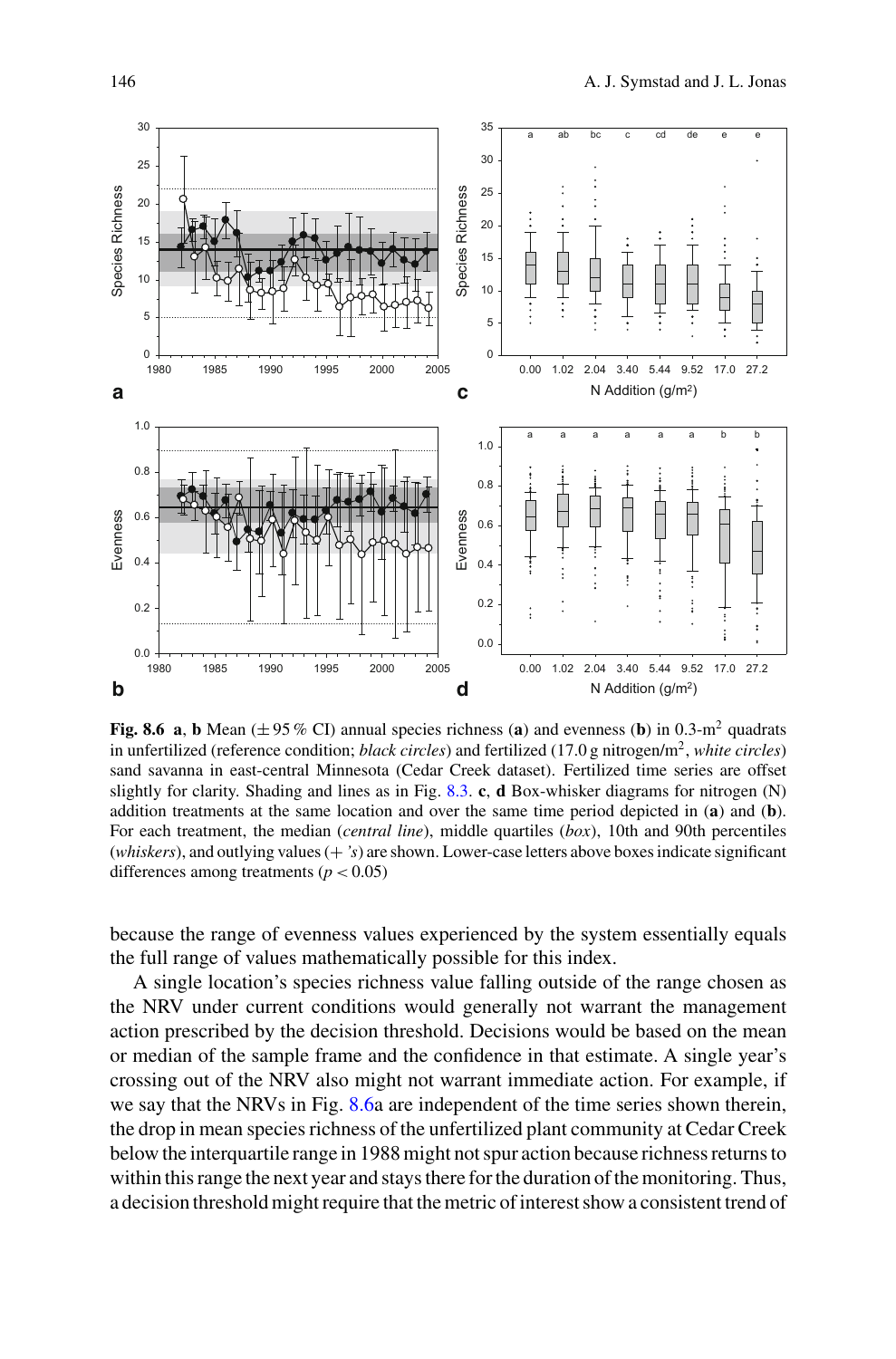**Fig. 8.6** **a**, **b** Mean (± 95 % CI) annual species richness (**a**) and evenness (**b**) in 0.3-$m^2$ quadrats in unfertilized (reference condition; *black circles*) and fertilized (17.0 g nitrogen/$m^2$, *white circles*) sand savanna in east-central Minnesota (Cedar Creek dataset). Fertilized time series are offset slightly for clarity. Shading and lines as in Fig. 8.3. **c**, **d** Box-whisker diagrams for nitrogen (N) addition treatments at the same location and over the same time period depicted in (**a**) and (**b**). For each treatment, the median (*central line*), middle quartiles (*box*), 10th and 90th percentiles (*whiskers*), and outlying values (*+ 's*) are shown. Lower-case letters above boxes indicate significant differences among treatments ($p < 0.05$)

because the range of evenness values experienced by the system essentially equals the full range of values mathematically possible for this index.

A single location's species richness value falling outside of the range chosen as the NRV under current conditions would generally not warrant the management action prescribed by the decision threshold. Decisions would be based on the mean or median of the sample frame and the confidence in that estimate. A single year's crossing out of the NRV also might not warrant immediate action. For example, if we say that the NRVs in Fig. 8.6a are independent of the time series shown therein, the drop in mean species richness of the unfertilized plant community at Cedar Creek below the interquartile range in 1988 might not spur action because richness returns to within this range the next year and stays there for the duration of the monitoring. Thus, a decision threshold might require that the metric of interest show a consistent trend of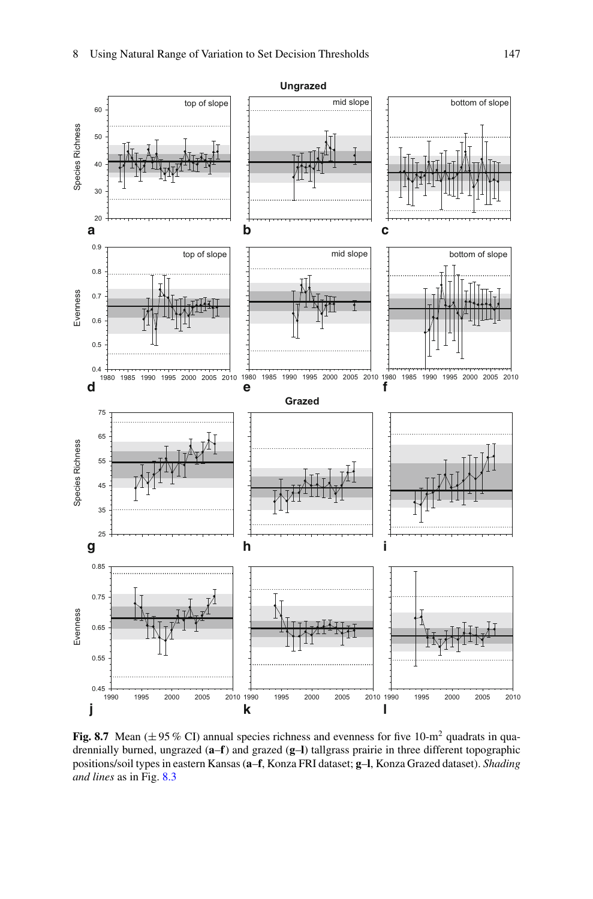**Fig. 8.7** Mean ($\pm$ 95 % CI) annual species richness and evenness for five 10-$m^2$ quadrats in quadrennially burned, ungrazed (**a**–**f**) and grazed (**g**–**l**) tallgrass prairie in three different topographic positions/soil types in eastern Kansas (**a**–**f**, Konza FRI dataset; **g**–**l**, Konza Grazed dataset). *Shading and lines* as in Fig. 8.3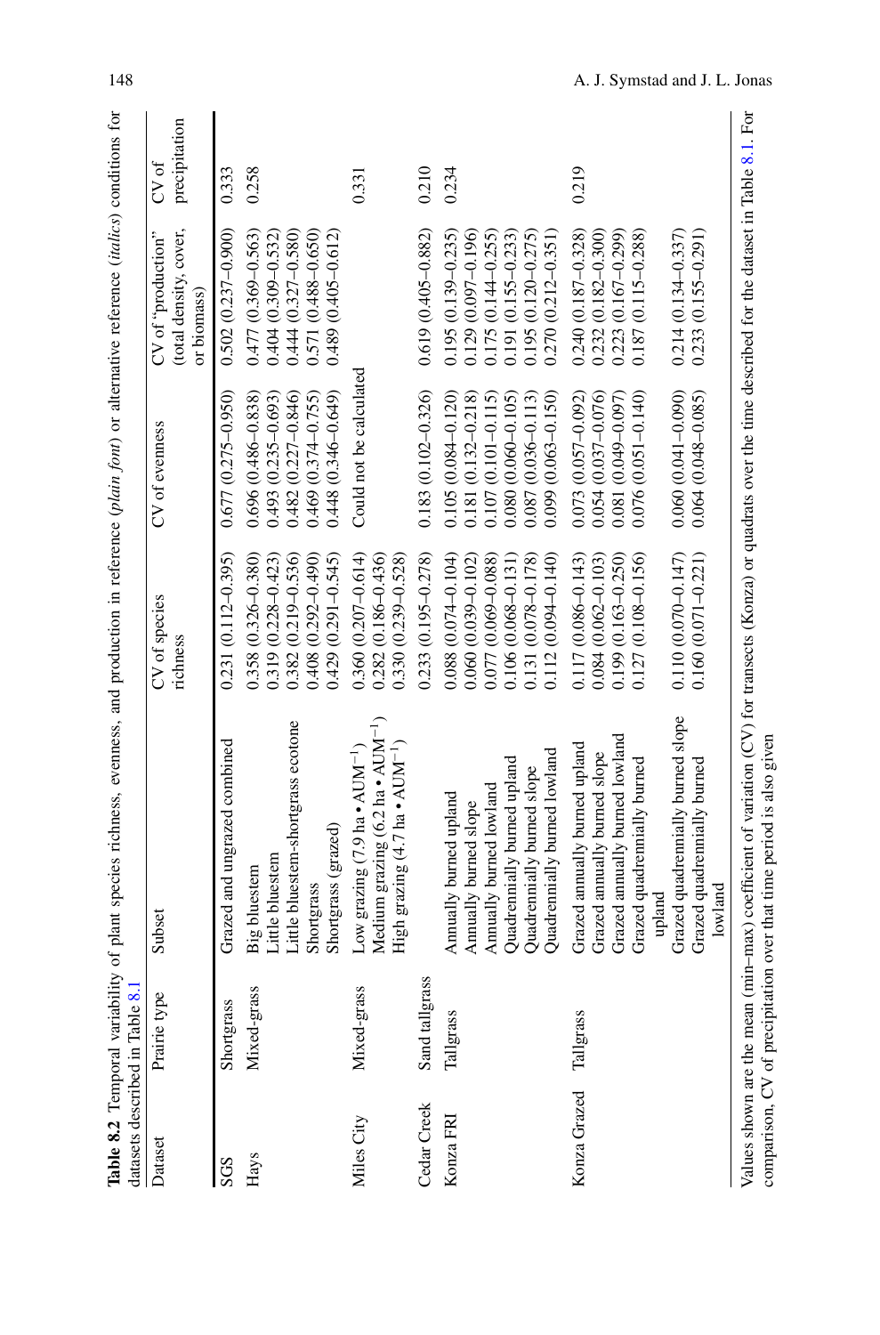**Table 8.2** Temporal variability of plant species richness, evenness, and production in reference (*plain font*) or alternative reference (*italics*) conditions for datasets described in Table 8.1

| Dataset | Prairie type | Subset | CV of species richness | CV of evenness | CV of "production" (total density, cover, or biomass) | CV of precipitation |
|---|---|---|---|---|---|---|
| SGS | Shortgrass | Grazed and ungrazed combined | 0.231 (0.112–0.395) | 0.677 (0.275–0.950) | 0.502 (0.237–0.900) | 0.333 |
| Hays | Mixed-grass | Big bluestem | 0.358 (0.326–0.380) | 0.696 (0.486–0.838) | 0.477 (0.369–0.563) | 0.258 |
| | | Little bluestem | 0.319 (0.228–0.423) | 0.493 (0.235–0.693) | 0.404 (0.309–0.532) | |
| | | Little bluestem-shortgrass ecotone | 0.382 (0.219–0.536) | 0.482 (0.227–0.846) | 0.444 (0.327–0.580) | |
| | | Shortgrass | 0.408 (0.292–0.490) | 0.469 (0.374–0.755) | 0.571 (0.488–0.650) | |
| | | *Shortgrass (grazed)* | *0.429 (0.291–0.545)* | *0.448 (0.346–0.649)* | *0.489 (0.405–0.612)* | |
| Miles City | Mixed-grass | Low grazing (7.9 ha • AUM$^{-1}$) | 0.360 (0.207–0.614) | Could not be calculated | | 0.331 |
| | | *Medium grazing (6.2 ha • AUM$^{-1}$)* | *0.282 (0.186–0.436)* | | | |
| | | *High grazing (4.7 ha • AUM$^{-1}$)* | *0.330 (0.239–0.528)* | | | |
| Cedar Creek | Sand tallgrass | | 0.233 (0.195–0.278) | 0.183 (0.102–0.326) | 0.619 (0.405–0.882) | 0.210 |
| Konza FRI | Tallgrass | Annually burned upland | 0.088 (0.074–0.104) | 0.105 (0.084–0.120) | 0.195 (0.139–0.235) | 0.234 |
| | | Annually burned slope | 0.060 (0.039–0.102) | 0.181 (0.132–0.218) | 0.129 (0.097–0.196) | |
| | | Annually burned lowland | 0.077 (0.069–0.088) | 0.107 (0.101–0.115) | 0.175 (0.144–0.255) | |
| | | Quadrennially burned upland | 0.106 (0.068–0.131) | 0.080 (0.060–0.105) | 0.191 (0.155–0.233) | |
| | | Quadrennially burned slope | 0.131 (0.078–0.178) | 0.087 (0.036–0.113) | 0.195 (0.120–0.275) | |
| | | Quadrennially burned lowland | 0.112 (0.094–0.140) | 0.099 (0.063–0.150) | 0.270 (0.212–0.351) | |
| Konza Grazed | Tallgrass | *Grazed annually burned upland* | *0.117 (0.086–0.143)* | *0.073 (0.057–0.092)* | *0.240 (0.187–0.328)* | 0.219 |
| | | *Grazed annually burned slope* | *0.084 (0.062–0.103)* | *0.054 (0.037–0.076)* | *0.232 (0.182–0.300)* | |
| | | *Grazed annually burned lowland* | *0.199 (0.163–0.250)* | *0.081 (0.049–0.097)* | *0.223 (0.167–0.299)* | |
| | | *Grazed quadrennially burned upland* | *0.127 (0.108–0.156)* | *0.076 (0.051–0.140)* | *0.187 (0.115–0.288)* | |
| | | *Grazed quadrennially burned slope* | *0.110 (0.070–0.147)* | *0.060 (0.041–0.090)* | *0.214 (0.134–0.337)* | |
| | | *Grazed quadrennially burned lowland* | *0.160 (0.071–0.221)* | *0.064 (0.048–0.085)* | *0.233 (0.155–0.291)* | |

Values shown are the mean (min–max) coefficient of variation (CV) for transects (Konza) or quadrats over the time described for the dataset in Table 8.1. For comparison, CV of precipitation over that time period is also given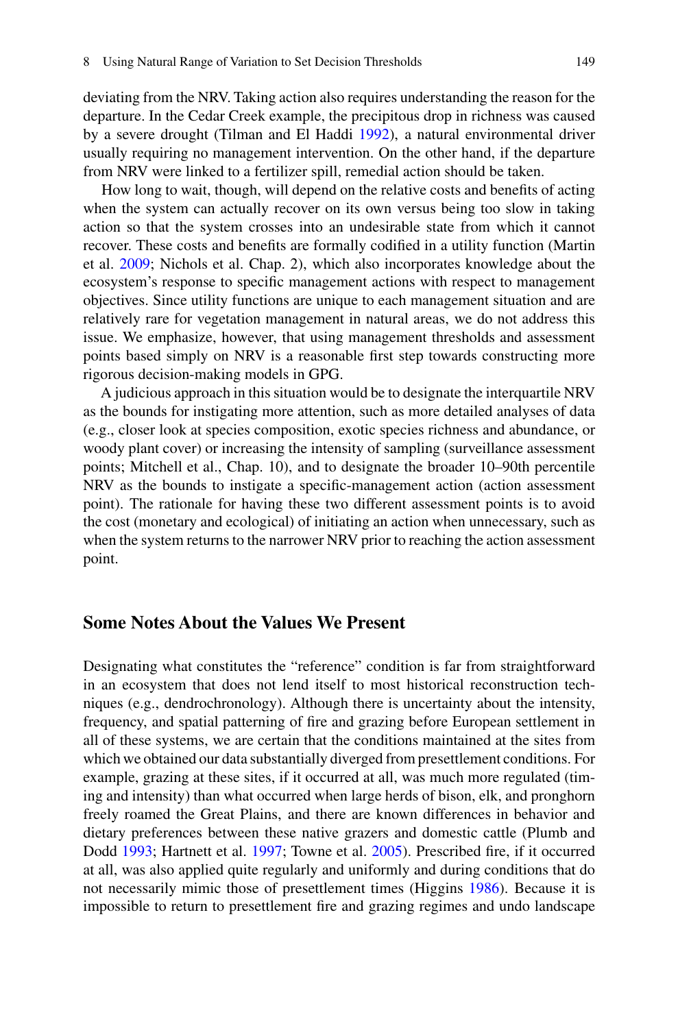deviating from the NRV. Taking action also requires understanding the reason for the departure. In the Cedar Creek example, the precipitous drop in richness was caused by a severe drought (Tilman and El Haddi 1992), a natural environmental driver usually requiring no management intervention. On the other hand, if the departure from NRV were linked to a fertilizer spill, remedial action should be taken.

How long to wait, though, will depend on the relative costs and benefits of acting when the system can actually recover on its own versus being too slow in taking action so that the system crosses into an undesirable state from which it cannot recover. These costs and benefits are formally codified in a utility function (Martin et al. 2009; Nichols et al. Chap. 2), which also incorporates knowledge about the ecosystem's response to specific management actions with respect to management objectives. Since utility functions are unique to each management situation and are relatively rare for vegetation management in natural areas, we do not address this issue. We emphasize, however, that using management thresholds and assessment points based simply on NRV is a reasonable first step towards constructing more rigorous decision-making models in GPG.

A judicious approach in this situation would be to designate the interquartile NRV as the bounds for instigating more attention, such as more detailed analyses of data (e.g., closer look at species composition, exotic species richness and abundance, or woody plant cover) or increasing the intensity of sampling (surveillance assessment points; Mitchell et al., Chap. 10), and to designate the broader 10–90th percentile NRV as the bounds to instigate a specific-management action (action assessment point). The rationale for having these two different assessment points is to avoid the cost (monetary and ecological) of initiating an action when unnecessary, such as when the system returns to the narrower NRV prior to reaching the action assessment point.

## Some Notes About the Values We Present

Designating what constitutes the "reference" condition is far from straightforward in an ecosystem that does not lend itself to most historical reconstruction techniques (e.g., dendrochronology). Although there is uncertainty about the intensity, frequency, and spatial patterning of fire and grazing before European settlement in all of these systems, we are certain that the conditions maintained at the sites from which we obtained our data substantially diverged from presettlement conditions. For example, grazing at these sites, if it occurred at all, was much more regulated (timing and intensity) than what occurred when large herds of bison, elk, and pronghorn freely roamed the Great Plains, and there are known differences in behavior and dietary preferences between these native grazers and domestic cattle (Plumb and Dodd 1993; Hartnett et al. 1997; Towne et al. 2005). Prescribed fire, if it occurred at all, was also applied quite regularly and uniformly and during conditions that do not necessarily mimic those of presettlement times (Higgins 1986). Because it is impossible to return to presettlement fire and grazing regimes and undo landscape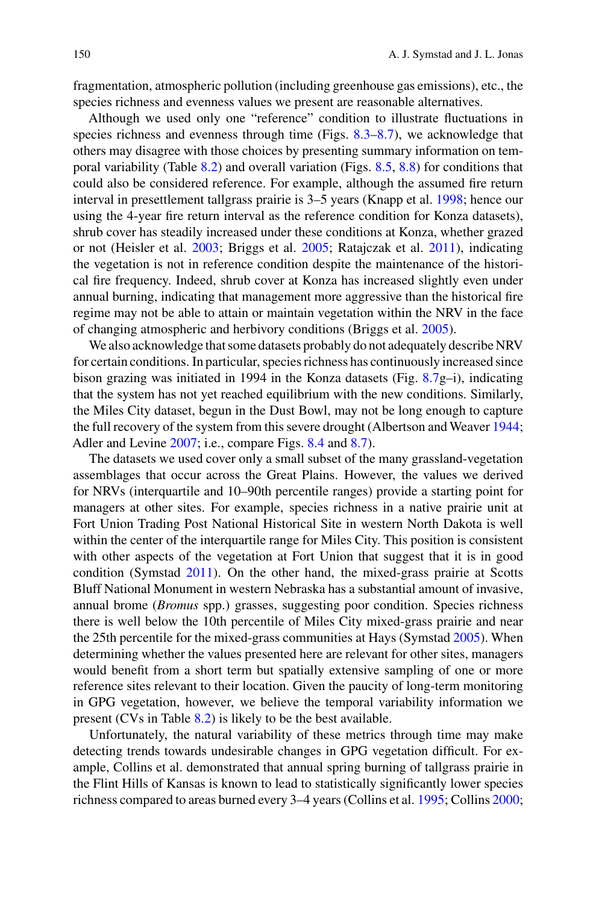fragmentation, atmospheric pollution (including greenhouse gas emissions), etc., the species richness and evenness values we present are reasonable alternatives.

Although we used only one "reference" condition to illustrate fluctuations in species richness and evenness through time (Figs. 8.3–8.7), we acknowledge that others may disagree with those choices by presenting summary information on temporal variability (Table 8.2) and overall variation (Figs. 8.5, 8.8) for conditions that could also be considered reference. For example, although the assumed fire return interval in presettlement tallgrass prairie is 3–5 years (Knapp et al. 1998; hence our using the 4-year fire return interval as the reference condition for Konza datasets), shrub cover has steadily increased under these conditions at Konza, whether grazed or not (Heisler et al. 2003; Briggs et al. 2005; Ratajczak et al. 2011), indicating the vegetation is not in reference condition despite the maintenance of the historical fire frequency. Indeed, shrub cover at Konza has increased slightly even under annual burning, indicating that management more aggressive than the historical fire regime may not be able to attain or maintain vegetation within the NRV in the face of changing atmospheric and herbivory conditions (Briggs et al. 2005).

We also acknowledge that some datasets probably do not adequately describe NRV for certain conditions. In particular, species richness has continuously increased since bison grazing was initiated in 1994 in the Konza datasets (Fig. 8.7g–i), indicating that the system has not yet reached equilibrium with the new conditions. Similarly, the Miles City dataset, begun in the Dust Bowl, may not be long enough to capture the full recovery of the system from this severe drought (Albertson and Weaver 1944; Adler and Levine 2007; i.e., compare Figs. 8.4 and 8.7).

The datasets we used cover only a small subset of the many grassland-vegetation assemblages that occur across the Great Plains. However, the values we derived for NRVs (interquartile and 10–90th percentile ranges) provide a starting point for managers at other sites. For example, species richness in a native prairie unit at Fort Union Trading Post National Historical Site in western North Dakota is well within the center of the interquartile range for Miles City. This position is consistent with other aspects of the vegetation at Fort Union that suggest that it is in good condition (Symstad 2011). On the other hand, the mixed-grass prairie at Scotts Bluff National Monument in western Nebraska has a substantial amount of invasive, annual brome (*Bromus* spp.) grasses, suggesting poor condition. Species richness there is well below the 10th percentile of Miles City mixed-grass prairie and near the 25th percentile for the mixed-grass communities at Hays (Symstad 2005). When determining whether the values presented here are relevant for other sites, managers would benefit from a short term but spatially extensive sampling of one or more reference sites relevant to their location. Given the paucity of long-term monitoring in GPG vegetation, however, we believe the temporal variability information we present (CVs in Table 8.2) is likely to be the best available.

Unfortunately, the natural variability of these metrics through time may make detecting trends towards undesirable changes in GPG vegetation difficult. For example, Collins et al. demonstrated that annual spring burning of tallgrass prairie in the Flint Hills of Kansas is known to lead to statistically significantly lower species richness compared to areas burned every 3–4 years (Collins et al. 1995; Collins 2000;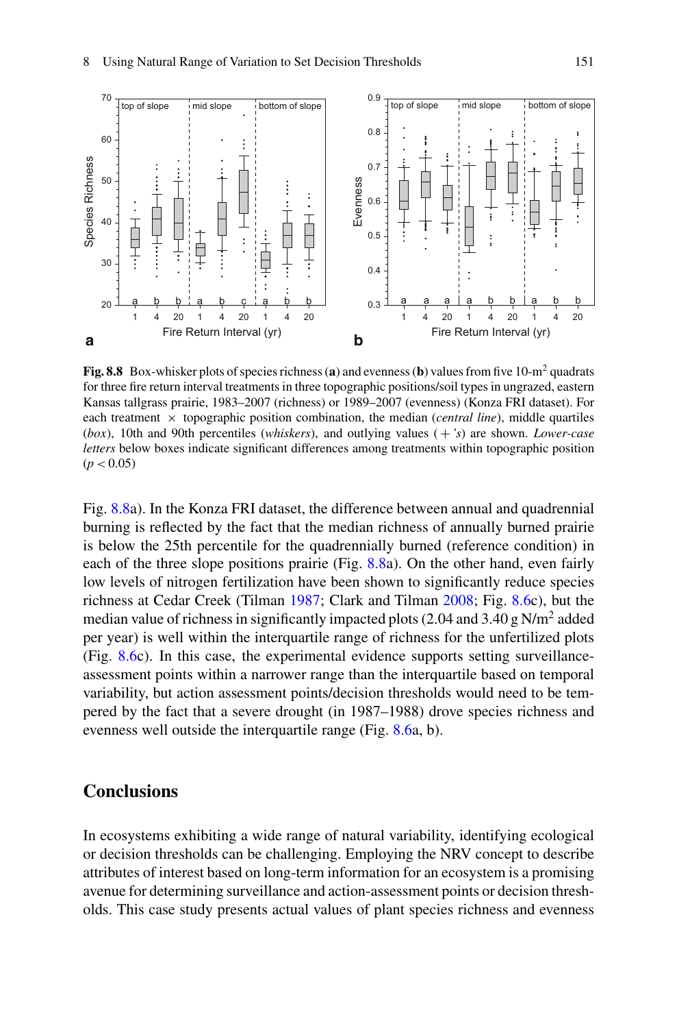**Fig. 8.8** Box-whisker plots of species richness (**a**) and evenness (**b**) values from five 10-m$^2$ quadrats for three fire return interval treatments in three topographic positions/soil types in ungrazed, eastern Kansas tallgrass prairie, 1983–2007 (richness) or 1989–2007 (evenness) (Konza FRI dataset). For each treatment × topographic position combination, the median (*central line*), middle quartiles (*box*), 10th and 90th percentiles (*whiskers*), and outlying values (*+'s*) are shown. *Lower-case letters* below boxes indicate significant differences among treatments within topographic position ($p < 0.05$)

Fig. 8.8a). In the Konza FRI dataset, the difference between annual and quadrennial burning is reflected by the fact that the median richness of annually burned prairie is below the 25th percentile for the quadrennially burned (reference condition) in each of the three slope positions prairie (Fig. 8.8a). On the other hand, even fairly low levels of nitrogen fertilization have been shown to significantly reduce species richness at Cedar Creek (Tilman 1987; Clark and Tilman 2008; Fig. 8.6c), but the median value of richness in significantly impacted plots (2.04 and 3.40 g N/m$^2$ added per year) is well within the interquartile range of richness for the unfertilized plots (Fig. 8.6c). In this case, the experimental evidence supports setting surveillance-assessment points within a narrower range than the interquartile based on temporal variability, but action assessment points/decision thresholds would need to be tempered by the fact that a severe drought (in 1987–1988) drove species richness and evenness well outside the interquartile range (Fig. 8.6a, b).

## Conclusions

In ecosystems exhibiting a wide range of natural variability, identifying ecological or decision thresholds can be challenging. Employing the NRV concept to describe attributes of interest based on long-term information for an ecosystem is a promising avenue for determining surveillance and action-assessment points or decision thresholds. This case study presents actual values of plant species richness and evenness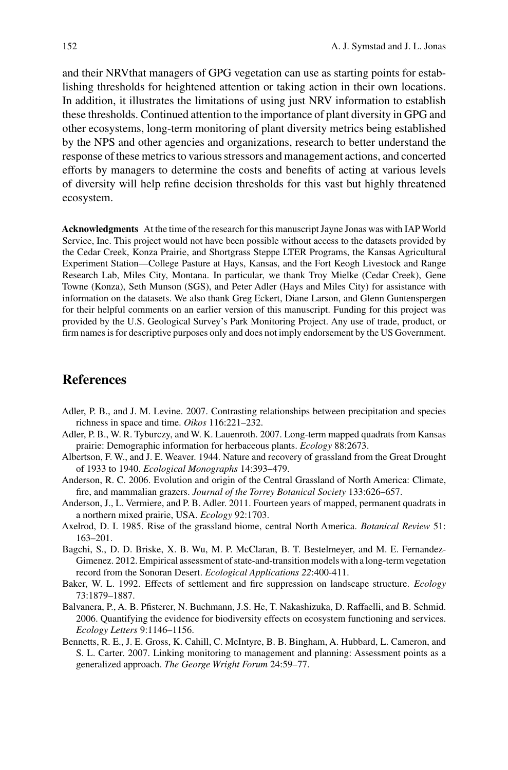and their NRVthat managers of GPG vegetation can use as starting points for establishing thresholds for heightened attention or taking action in their own locations. In addition, it illustrates the limitations of using just NRV information to establish these thresholds. Continued attention to the importance of plant diversity in GPG and other ecosystems, long-term monitoring of plant diversity metrics being established by the NPS and other agencies and organizations, research to better understand the response of these metrics to various stressors and management actions, and concerted efforts by managers to determine the costs and benefits of acting at various levels of diversity will help refine decision thresholds for this vast but highly threatened ecosystem.

**Acknowledgments** At the time of the research for this manuscript Jayne Jonas was with IAP World Service, Inc. This project would not have been possible without access to the datasets provided by the Cedar Creek, Konza Prairie, and Shortgrass Steppe LTER Programs, the Kansas Agricultural Experiment Station—College Pasture at Hays, Kansas, and the Fort Keogh Livestock and Range Research Lab, Miles City, Montana. In particular, we thank Troy Mielke (Cedar Creek), Gene Towne (Konza), Seth Munson (SGS), and Peter Adler (Hays and Miles City) for assistance with information on the datasets. We also thank Greg Eckert, Diane Larson, and Glenn Guntenspergen for their helpful comments on an earlier version of this manuscript. Funding for this project was provided by the U.S. Geological Survey's Park Monitoring Project. Any use of trade, product, or firm names is for descriptive purposes only and does not imply endorsement by the US Government.

## References

Adler, P. B., and J. M. Levine. 2007. Contrasting relationships between precipitation and species richness in space and time. *Oikos* 116:221–232.

Adler, P. B., W. R. Tyburczy, and W. K. Lauenroth. 2007. Long-term mapped quadrats from Kansas prairie: Demographic information for herbaceous plants. *Ecology* 88:2673.

Albertson, F. W., and J. E. Weaver. 1944. Nature and recovery of grassland from the Great Drought of 1933 to 1940. *Ecological Monographs* 14:393–479.

Anderson, R. C. 2006. Evolution and origin of the Central Grassland of North America: Climate, fire, and mammalian grazers. *Journal of the Torrey Botanical Society* 133:626–657.

Anderson, J., L. Vermiere, and P. B. Adler. 2011. Fourteen years of mapped, permanent quadrats in a northern mixed prairie, USA. *Ecology* 92:1703.

Axelrod, D. I. 1985. Rise of the grassland biome, central North America. *Botanical Review* 51: 163–201.

Bagchi, S., D. D. Briske, X. B. Wu, M. P. McClaran, B. T. Bestelmeyer, and M. E. Fernandez-Gimenez. 2012. Empirical assessment of state-and-transition models with a long-term vegetation record from the Sonoran Desert. *Ecological Applications 22*:400-411.

Baker, W. L. 1992. Effects of settlement and fire suppression on landscape structure. *Ecology* 73:1879–1887.

Balvanera, P., A. B. Pfisterer, N. Buchmann, J.S. He, T. Nakashizuka, D. Raffaelli, and B. Schmid. 2006. Quantifying the evidence for biodiversity effects on ecosystem functioning and services. *Ecology Letters* 9:1146–1156.

Bennetts, R. E., J. E. Gross, K. Cahill, C. McIntyre, B. B. Bingham, A. Hubbard, L. Cameron, and S. L. Carter. 2007. Linking monitoring to management and planning: Assessment points as a generalized approach. *The George Wright Forum* 24:59–77.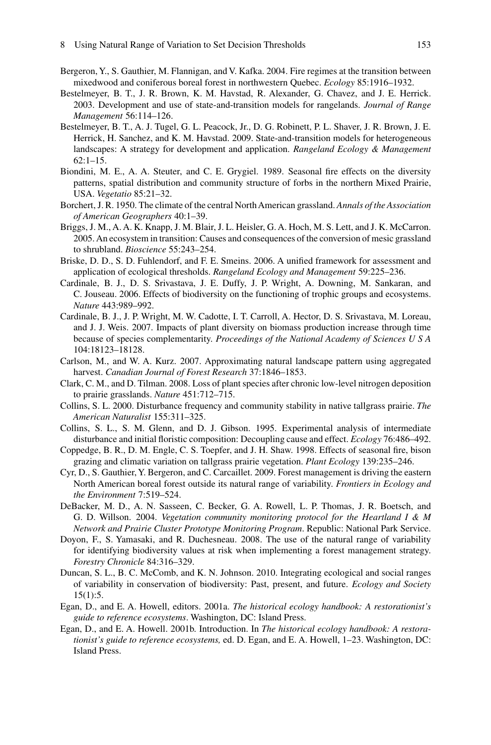Bergeron, Y., S. Gauthier, M. Flannigan, and V. Kafka. 2004. Fire regimes at the transition between mixedwood and coniferous boreal forest in northwestern Quebec. *Ecology* 85:1916–1932.

Bestelmeyer, B. T., J. R. Brown, K. M. Havstad, R. Alexander, G. Chavez, and J. E. Herrick. 2003. Development and use of state-and-transition models for rangelands. *Journal of Range Management* 56:114–126.

Bestelmeyer, B. T., A. J. Tugel, G. L. Peacock, Jr., D. G. Robinett, P. L. Shaver, J. R. Brown, J. E. Herrick, H. Sanchez, and K. M. Havstad. 2009. State-and-transition models for heterogeneous landscapes: A strategy for development and application. *Rangeland Ecology & Management* 62:1–15.

Biondini, M. E., A. A. Steuter, and C. E. Grygiel. 1989. Seasonal fire effects on the diversity patterns, spatial distribution and community structure of forbs in the northern Mixed Prairie, USA. *Vegetatio* 85:21–32.

Borchert, J. R. 1950. The climate of the central North American grassland. *Annals of the Association of American Geographers* 40:1–39.

Briggs, J. M., A. A. K. Knapp, J. M. Blair, J. L. Heisler, G. A. Hoch, M. S. Lett, and J. K. McCarron. 2005. An ecosystem in transition: Causes and consequences of the conversion of mesic grassland to shrubland. *Bioscience* 55:243–254.

Briske, D. D., S. D. Fuhlendorf, and F. E. Smeins. 2006. A unified framework for assessment and application of ecological thresholds. *Rangeland Ecology and Management* 59:225–236.

Cardinale, B. J., D. S. Srivastava, J. E. Duffy, J. P. Wright, A. Downing, M. Sankaran, and C. Jouseau. 2006. Effects of biodiversity on the functioning of trophic groups and ecosystems. *Nature* 443:989–992.

Cardinale, B. J., J. P. Wright, M. W. Cadotte, I. T. Carroll, A. Hector, D. S. Srivastava, M. Loreau, and J. J. Weis. 2007. Impacts of plant diversity on biomass production increase through time because of species complementarity. *Proceedings of the National Academy of Sciences U S A* 104:18123–18128.

Carlson, M., and W. A. Kurz. 2007. Approximating natural landscape pattern using aggregated harvest. *Canadian Journal of Forest Research* 37:1846–1853.

Clark, C. M., and D. Tilman. 2008. Loss of plant species after chronic low-level nitrogen deposition to prairie grasslands. *Nature* 451:712–715.

Collins, S. L. 2000. Disturbance frequency and community stability in native tallgrass prairie. *The American Naturalist* 155:311–325.

Collins, S. L., S. M. Glenn, and D. J. Gibson. 1995. Experimental analysis of intermediate disturbance and initial floristic composition: Decoupling cause and effect. *Ecology* 76:486–492.

Coppedge, B. R., D. M. Engle, C. S. Toepfer, and J. H. Shaw. 1998. Effects of seasonal fire, bison grazing and climatic variation on tallgrass prairie vegetation. *Plant Ecology* 139:235–246.

Cyr, D., S. Gauthier, Y. Bergeron, and C. Carcaillet. 2009. Forest management is driving the eastern North American boreal forest outside its natural range of variability. *Frontiers in Ecology and the Environment* 7:519–524.

DeBacker, M. D., A. N. Sasseen, C. Becker, G. A. Rowell, L. P. Thomas, J. R. Boetsch, and G. D. Willson. 2004. *Vegetation community monitoring protocol for the Heartland I & M Network and Prairie Cluster Prototype Monitoring Program*. Republic: National Park Service.

Doyon, F., S. Yamasaki, and R. Duchesneau. 2008. The use of the natural range of variability for identifying biodiversity values at risk when implementing a forest management strategy. *Forestry Chronicle* 84:316–329.

Duncan, S. L., B. C. McComb, and K. N. Johnson. 2010. Integrating ecological and social ranges of variability in conservation of biodiversity: Past, present, and future. *Ecology and Society* 15(1):5.

Egan, D., and E. A. Howell, editors. 2001a. *The historical ecology handbook: A restorationist's guide to reference ecosystems*. Washington, DC: Island Press.

Egan, D., and E. A. Howell. 2001b. Introduction. In *The historical ecology handbook: A restorationist's guide to reference ecosystems,* ed. D. Egan, and E. A. Howell, 1–23. Washington, DC: Island Press.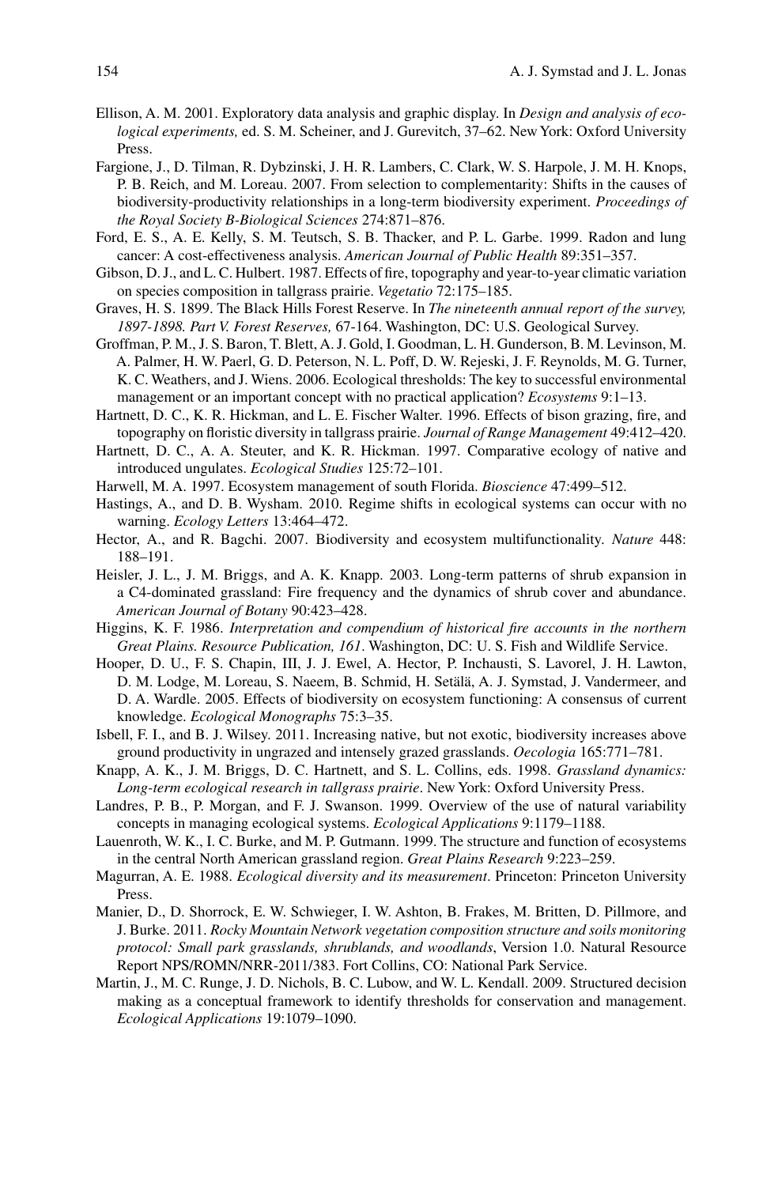Ellison, A. M. 2001. Exploratory data analysis and graphic display. In *Design and analysis of ecological experiments,* ed. S. M. Scheiner, and J. Gurevitch, 37–62. New York: Oxford University Press.

Fargione, J., D. Tilman, R. Dybzinski, J. H. R. Lambers, C. Clark, W. S. Harpole, J. M. H. Knops, P. B. Reich, and M. Loreau. 2007. From selection to complementarity: Shifts in the causes of biodiversity-productivity relationships in a long-term biodiversity experiment. *Proceedings of the Royal Society B-Biological Sciences* 274:871–876.

Ford, E. S., A. E. Kelly, S. M. Teutsch, S. B. Thacker, and P. L. Garbe. 1999. Radon and lung cancer: A cost-effectiveness analysis. *American Journal of Public Health* 89:351–357.

Gibson, D. J., and L. C. Hulbert. 1987. Effects of fire, topography and year-to-year climatic variation on species composition in tallgrass prairie. *Vegetatio* 72:175–185.

Graves, H. S. 1899. The Black Hills Forest Reserve. In *The nineteenth annual report of the survey, 1897-1898. Part V. Forest Reserves,* 67-164. Washington, DC: U.S. Geological Survey.

Groffman, P. M., J. S. Baron, T. Blett, A. J. Gold, I. Goodman, L. H. Gunderson, B. M. Levinson, M. A. Palmer, H. W. Paerl, G. D. Peterson, N. L. Poff, D. W. Rejeski, J. F. Reynolds, M. G. Turner, K. C. Weathers, and J. Wiens. 2006. Ecological thresholds: The key to successful environmental management or an important concept with no practical application? *Ecosystems* 9:1–13.

Hartnett, D. C., K. R. Hickman, and L. E. Fischer Walter. 1996. Effects of bison grazing, fire, and topography on floristic diversity in tallgrass prairie. *Journal of Range Management* 49:412–420.

Hartnett, D. C., A. A. Steuter, and K. R. Hickman. 1997. Comparative ecology of native and introduced ungulates. *Ecological Studies* 125:72–101.

Harwell, M. A. 1997. Ecosystem management of south Florida. *Bioscience* 47:499–512.

Hastings, A., and D. B. Wysham. 2010. Regime shifts in ecological systems can occur with no warning. *Ecology Letters* 13:464–472.

Hector, A., and R. Bagchi. 2007. Biodiversity and ecosystem multifunctionality. *Nature* 448: 188–191.

Heisler, J. L., J. M. Briggs, and A. K. Knapp. 2003. Long-term patterns of shrub expansion in a C4-dominated grassland: Fire frequency and the dynamics of shrub cover and abundance. *American Journal of Botany* 90:423–428.

Higgins, K. F. 1986. *Interpretation and compendium of historical fire accounts in the northern Great Plains. Resource Publication, 161*. Washington, DC: U. S. Fish and Wildlife Service.

Hooper, D. U., F. S. Chapin, III, J. J. Ewel, A. Hector, P. Inchausti, S. Lavorel, J. H. Lawton, D. M. Lodge, M. Loreau, S. Naeem, B. Schmid, H. Setälä, A. J. Symstad, J. Vandermeer, and D. A. Wardle. 2005. Effects of biodiversity on ecosystem functioning: A consensus of current knowledge. *Ecological Monographs* 75:3–35.

Isbell, F. I., and B. J. Wilsey. 2011. Increasing native, but not exotic, biodiversity increases above ground productivity in ungrazed and intensely grazed grasslands. *Oecologia* 165:771–781.

Knapp, A. K., J. M. Briggs, D. C. Hartnett, and S. L. Collins, eds. 1998. *Grassland dynamics: Long-term ecological research in tallgrass prairie*. New York: Oxford University Press.

Landres, P. B., P. Morgan, and F. J. Swanson. 1999. Overview of the use of natural variability concepts in managing ecological systems. *Ecological Applications* 9:1179–1188.

Lauenroth, W. K., I. C. Burke, and M. P. Gutmann. 1999. The structure and function of ecosystems in the central North American grassland region. *Great Plains Research* 9:223–259.

Magurran, A. E. 1988. *Ecological diversity and its measurement*. Princeton: Princeton University Press.

Manier, D., D. Shorrock, E. W. Schwieger, I. W. Ashton, B. Frakes, M. Britten, D. Pillmore, and J. Burke. 2011. *Rocky Mountain Network vegetation composition structure and soils monitoring protocol: Small park grasslands, shrublands, and woodlands*, Version 1.0. Natural Resource Report NPS/ROMN/NRR-2011/383. Fort Collins, CO: National Park Service.

Martin, J., M. C. Runge, J. D. Nichols, B. C. Lubow, and W. L. Kendall. 2009. Structured decision making as a conceptual framework to identify thresholds for conservation and management. *Ecological Applications* 19:1079–1090.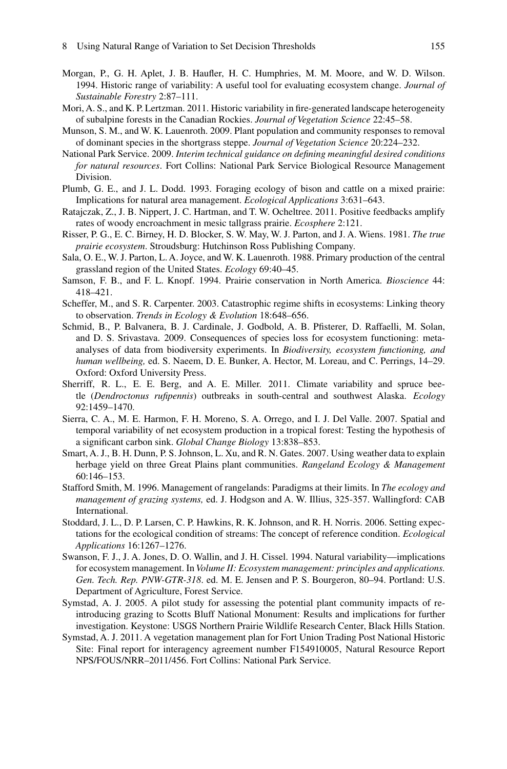Morgan, P., G. H. Aplet, J. B. Haufler, H. C. Humphries, M. M. Moore, and W. D. Wilson. 1994. Historic range of variability: A useful tool for evaluating ecosystem change. *Journal of Sustainable Forestry* 2:87–111.

Mori, A. S., and K. P. Lertzman. 2011. Historic variability in fire-generated landscape heterogeneity of subalpine forests in the Canadian Rockies. *Journal of Vegetation Science* 22:45–58.

Munson, S. M., and W. K. Lauenroth. 2009. Plant population and community responses to removal of dominant species in the shortgrass steppe. *Journal of Vegetation Science* 20:224–232.

National Park Service. 2009. *Interim technical guidance on defining meaningful desired conditions for natural resources*. Fort Collins: National Park Service Biological Resource Management Division.

Plumb, G. E., and J. L. Dodd. 1993. Foraging ecology of bison and cattle on a mixed prairie: Implications for natural area management. *Ecological Applications* 3:631–643.

Ratajczak, Z., J. B. Nippert, J. C. Hartman, and T. W. Ocheltree. 2011. Positive feedbacks amplify rates of woody encroachment in mesic tallgrass prairie. *Ecosphere* 2:121.

Risser, P. G., E. C. Birney, H. D. Blocker, S. W. May, W. J. Parton, and J. A. Wiens. 1981. *The true prairie ecosystem*. Stroudsburg: Hutchinson Ross Publishing Company.

Sala, O. E., W. J. Parton, L. A. Joyce, and W. K. Lauenroth. 1988. Primary production of the central grassland region of the United States. *Ecology* 69:40–45.

Samson, F. B., and F. L. Knopf. 1994. Prairie conservation in North America. *Bioscience* 44: 418–421.

Scheffer, M., and S. R. Carpenter. 2003. Catastrophic regime shifts in ecosystems: Linking theory to observation. *Trends in Ecology & Evolution* 18:648–656.

Schmid, B., P. Balvanera, B. J. Cardinale, J. Godbold, A. B. Pfisterer, D. Raffaelli, M. Solan, and D. S. Srivastava. 2009. Consequences of species loss for ecosystem functioning: meta-analyses of data from biodiversity experiments. In *Biodiversity, ecosystem functioning, and human wellbeing,* ed. S. Naeem, D. E. Bunker, A. Hector, M. Loreau, and C. Perrings, 14–29. Oxford: Oxford University Press.

Sherriff, R. L., E. E. Berg, and A. E. Miller. 2011. Climate variability and spruce beetle (*Dendroctonus rufipennis*) outbreaks in south-central and southwest Alaska. *Ecology* 92:1459–1470.

Sierra, C. A., M. E. Harmon, F. H. Moreno, S. A. Orrego, and I. J. Del Valle. 2007. Spatial and temporal variability of net ecosystem production in a tropical forest: Testing the hypothesis of a significant carbon sink. *Global Change Biology* 13:838–853.

Smart, A. J., B. H. Dunn, P. S. Johnson, L. Xu, and R. N. Gates. 2007. Using weather data to explain herbage yield on three Great Plains plant communities. *Rangeland Ecology & Management* 60:146–153.

Stafford Smith, M. 1996. Management of rangelands: Paradigms at their limits. In *The ecology and management of grazing systems,* ed. J. Hodgson and A. W. Illius, 325-357. Wallingford: CAB International.

Stoddard, J. L., D. P. Larsen, C. P. Hawkins, R. K. Johnson, and R. H. Norris. 2006. Setting expectations for the ecological condition of streams: The concept of reference condition. *Ecological Applications* 16:1267–1276.

Swanson, F. J., J. A. Jones, D. O. Wallin, and J. H. Cissel. 1994. Natural variability—implications for ecosystem management. In *Volume II: Ecosystem management: principles and applications. Gen. Tech. Rep. PNW-GTR-318*. ed. M. E. Jensen and P. S. Bourgeron, 80–94. Portland: U.S. Department of Agriculture, Forest Service.

Symstad, A. J. 2005. A pilot study for assessing the potential plant community impacts of reintroducing grazing to Scotts Bluff National Monument: Results and implications for further investigation. Keystone: USGS Northern Prairie Wildlife Research Center, Black Hills Station.

Symstad, A. J. 2011. A vegetation management plan for Fort Union Trading Post National Historic Site: Final report for interagency agreement number F154910005, Natural Resource Report NPS/FOUS/NRR–2011/456. Fort Collins: National Park Service.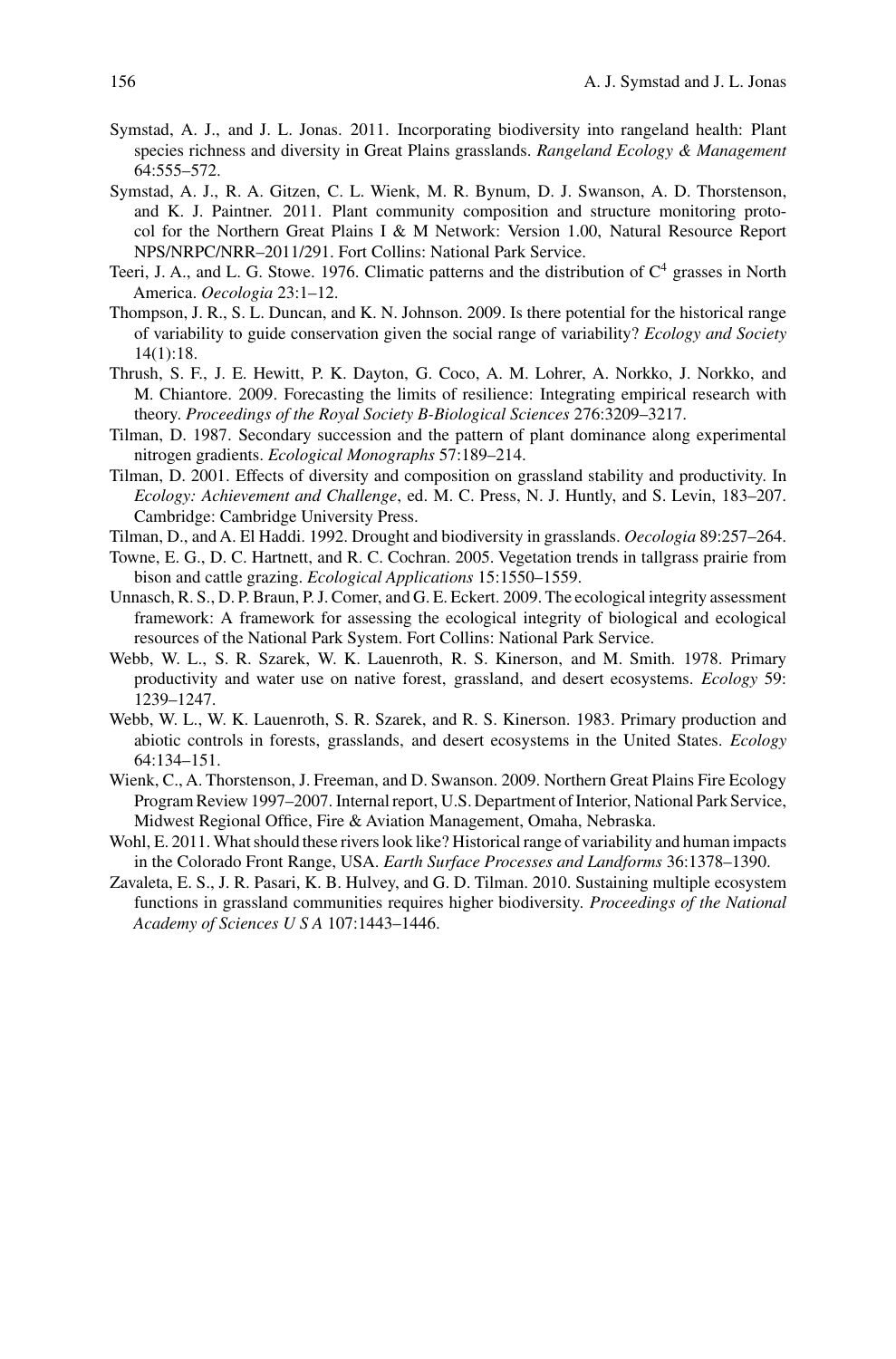Symstad, A. J., and J. L. Jonas. 2011. Incorporating biodiversity into rangeland health: Plant species richness and diversity in Great Plains grasslands. *Rangeland Ecology & Management* 64:555–572.

Symstad, A. J., R. A. Gitzen, C. L. Wienk, M. R. Bynum, D. J. Swanson, A. D. Thorstenson, and K. J. Paintner. 2011. Plant community composition and structure monitoring protocol for the Northern Great Plains I & M Network: Version 1.00, Natural Resource Report NPS/NRPC/NRR–2011/291. Fort Collins: National Park Service.

Teeri, J. A., and L. G. Stowe. 1976. Climatic patterns and the distribution of $C^4$ grasses in North America. *Oecologia* 23:1–12.

Thompson, J. R., S. L. Duncan, and K. N. Johnson. 2009. Is there potential for the historical range of variability to guide conservation given the social range of variability? *Ecology and Society* 14(1):18.

Thrush, S. F., J. E. Hewitt, P. K. Dayton, G. Coco, A. M. Lohrer, A. Norkko, J. Norkko, and M. Chiantore. 2009. Forecasting the limits of resilience: Integrating empirical research with theory. *Proceedings of the Royal Society B-Biological Sciences* 276:3209–3217.

Tilman, D. 1987. Secondary succession and the pattern of plant dominance along experimental nitrogen gradients. *Ecological Monographs* 57:189–214.

Tilman, D. 2001. Effects of diversity and composition on grassland stability and productivity. In *Ecology: Achievement and Challenge*, ed. M. C. Press, N. J. Huntly, and S. Levin, 183–207. Cambridge: Cambridge University Press.

Tilman, D., and A. El Haddi. 1992. Drought and biodiversity in grasslands. *Oecologia* 89:257–264.

Towne, E. G., D. C. Hartnett, and R. C. Cochran. 2005. Vegetation trends in tallgrass prairie from bison and cattle grazing. *Ecological Applications* 15:1550–1559.

Unnasch, R. S., D. P. Braun, P. J. Comer, and G. E. Eckert. 2009. The ecological integrity assessment framework: A framework for assessing the ecological integrity of biological and ecological resources of the National Park System. Fort Collins: National Park Service.

Webb, W. L., S. R. Szarek, W. K. Lauenroth, R. S. Kinerson, and M. Smith. 1978. Primary productivity and water use on native forest, grassland, and desert ecosystems. *Ecology* 59: 1239–1247.

Webb, W. L., W. K. Lauenroth, S. R. Szarek, and R. S. Kinerson. 1983. Primary production and abiotic controls in forests, grasslands, and desert ecosystems in the United States. *Ecology* 64:134–151.

Wienk, C., A. Thorstenson, J. Freeman, and D. Swanson. 2009. Northern Great Plains Fire Ecology Program Review 1997–2007. Internal report, U.S. Department of Interior, National Park Service, Midwest Regional Office, Fire & Aviation Management, Omaha, Nebraska.

Wohl, E. 2011. What should these rivers look like? Historical range of variability and human impacts in the Colorado Front Range, USA. *Earth Surface Processes and Landforms* 36:1378–1390.

Zavaleta, E. S., J. R. Pasari, K. B. Hulvey, and G. D. Tilman. 2010. Sustaining multiple ecosystem functions in grassland communities requires higher biodiversity. *Proceedings of the National Academy of Sciences U S A* 107:1443–1446.